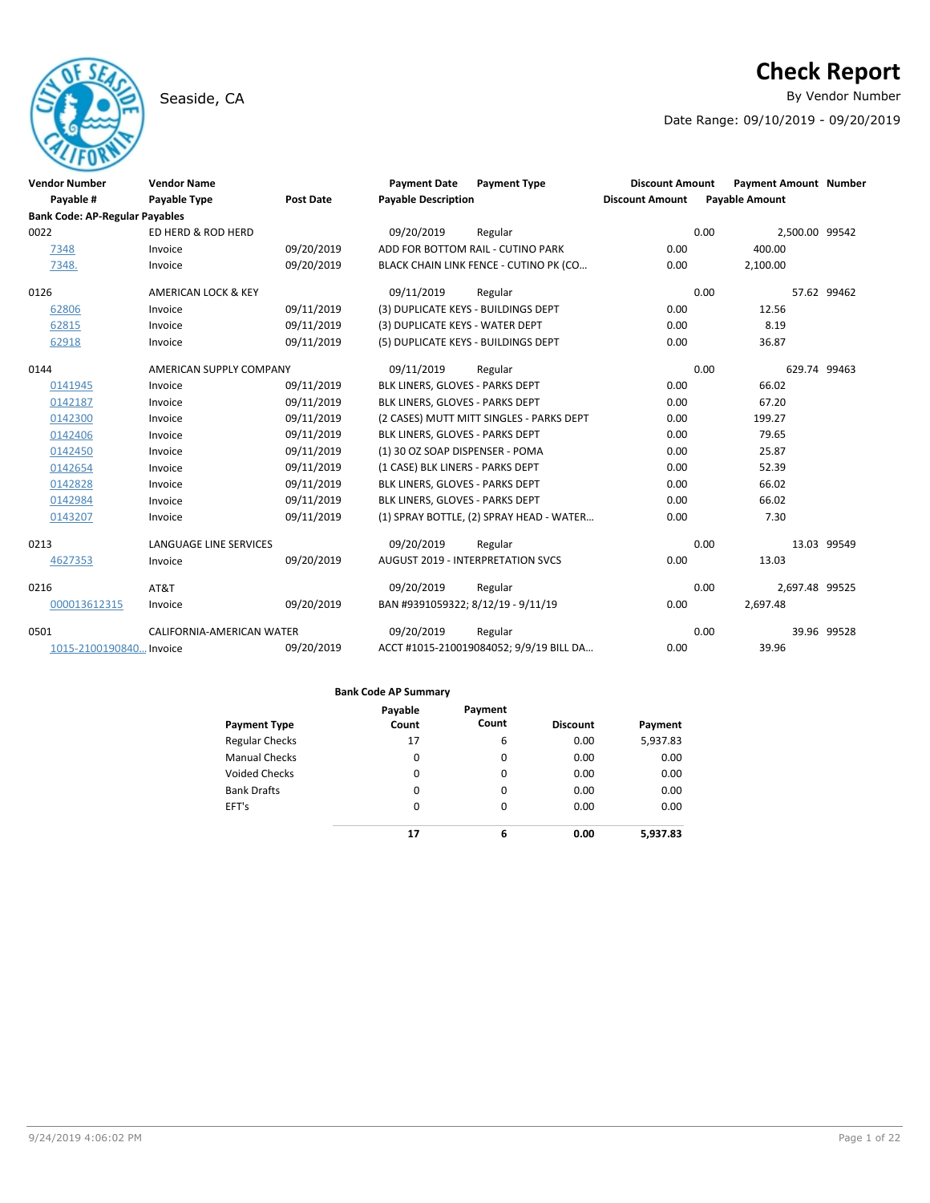# Check Report

Seaside, CA

By Vendor Number

Date Range: 09/10/2019 - 09/20/2019

| Vendor Number | Vendor Name | | Payment Date | Payment Type | Discount Amount | Payment Amount | Number |
|---|---|---|---|---|---|---|---|
| Payable # | Payable Type | Post Date | Payable Description | | Discount Amount | Payable Amount | |
| **Bank Code: AP-Regular Payables** | | | | | | | |
| 0022 | ED HERD & ROD HERD | | 09/20/2019 | Regular | 0.00 | 2,500.00 | 99542 |
| 7348 | Invoice | 09/20/2019 | ADD FOR BOTTOM RAIL - CUTINO PARK | | 0.00 | 400.00 | |
| 7348. | Invoice | 09/20/2019 | BLACK CHAIN LINK FENCE - CUTINO PK (CO… | | 0.00 | 2,100.00 | |
| 0126 | AMERICAN LOCK & KEY | | 09/11/2019 | Regular | 0.00 | 57.62 | 99462 |
| 62806 | Invoice | 09/11/2019 | (3) DUPLICATE KEYS - BUILDINGS DEPT | | 0.00 | 12.56 | |
| 62815 | Invoice | 09/11/2019 | (3) DUPLICATE KEYS - WATER DEPT | | 0.00 | 8.19 | |
| 62918 | Invoice | 09/11/2019 | (5) DUPLICATE KEYS - BUILDINGS DEPT | | 0.00 | 36.87 | |
| 0144 | AMERICAN SUPPLY COMPANY | | 09/11/2019 | Regular | 0.00 | 629.74 | 99463 |
| 0141945 | Invoice | 09/11/2019 | BLK LINERS, GLOVES - PARKS DEPT | | 0.00 | 66.02 | |
| 0142187 | Invoice | 09/11/2019 | BLK LINERS, GLOVES - PARKS DEPT | | 0.00 | 67.20 | |
| 0142300 | Invoice | 09/11/2019 | (2 CASES) MUTT MITT SINGLES - PARKS DEPT | | 0.00 | 199.27 | |
| 0142406 | Invoice | 09/11/2019 | BLK LINERS, GLOVES - PARKS DEPT | | 0.00 | 79.65 | |
| 0142450 | Invoice | 09/11/2019 | (1) 30 OZ SOAP DISPENSER - POMA | | 0.00 | 25.87 | |
| 0142654 | Invoice | 09/11/2019 | (1 CASE) BLK LINERS - PARKS DEPT | | 0.00 | 52.39 | |
| 0142828 | Invoice | 09/11/2019 | BLK LINERS, GLOVES - PARKS DEPT | | 0.00 | 66.02 | |
| 0142984 | Invoice | 09/11/2019 | BLK LINERS, GLOVES - PARKS DEPT | | 0.00 | 66.02 | |
| 0143207 | Invoice | 09/11/2019 | (1) SPRAY BOTTLE, (2) SPRAY HEAD - WATER… | | 0.00 | 7.30 | |
| 0213 | LANGUAGE LINE SERVICES | | 09/20/2019 | Regular | 0.00 | 13.03 | 99549 |
| 4627353 | Invoice | 09/20/2019 | AUGUST 2019 - INTERPRETATION SVCS | | 0.00 | 13.03 | |
| 0216 | AT&T | | 09/20/2019 | Regular | 0.00 | 2,697.48 | 99525 |
| 000013612315 | Invoice | 09/20/2019 | BAN #9391059322; 8/12/19 - 9/11/19 | | 0.00 | 2,697.48 | |
| 0501 | CALIFORNIA-AMERICAN WATER | | 09/20/2019 | Regular | 0.00 | 39.96 | 99528 |
| 1015-2100190840… | Invoice | 09/20/2019 | ACCT #1015-210019084052; 9/9/19 BILL DA… | | 0.00 | 39.96 | |

**Bank Code AP Summary**

| Payment Type | Payable Count | Payment Count | Discount | Payment |
|---|---|---|---|---|
| Regular Checks | 17 | 6 | 0.00 | 5,937.83 |
| Manual Checks | 0 | 0 | 0.00 | 0.00 |
| Voided Checks | 0 | 0 | 0.00 | 0.00 |
| Bank Drafts | 0 | 0 | 0.00 | 0.00 |
| EFT's | 0 | 0 | 0.00 | 0.00 |
| | **17** | **6** | **0.00** | **5,937.83** |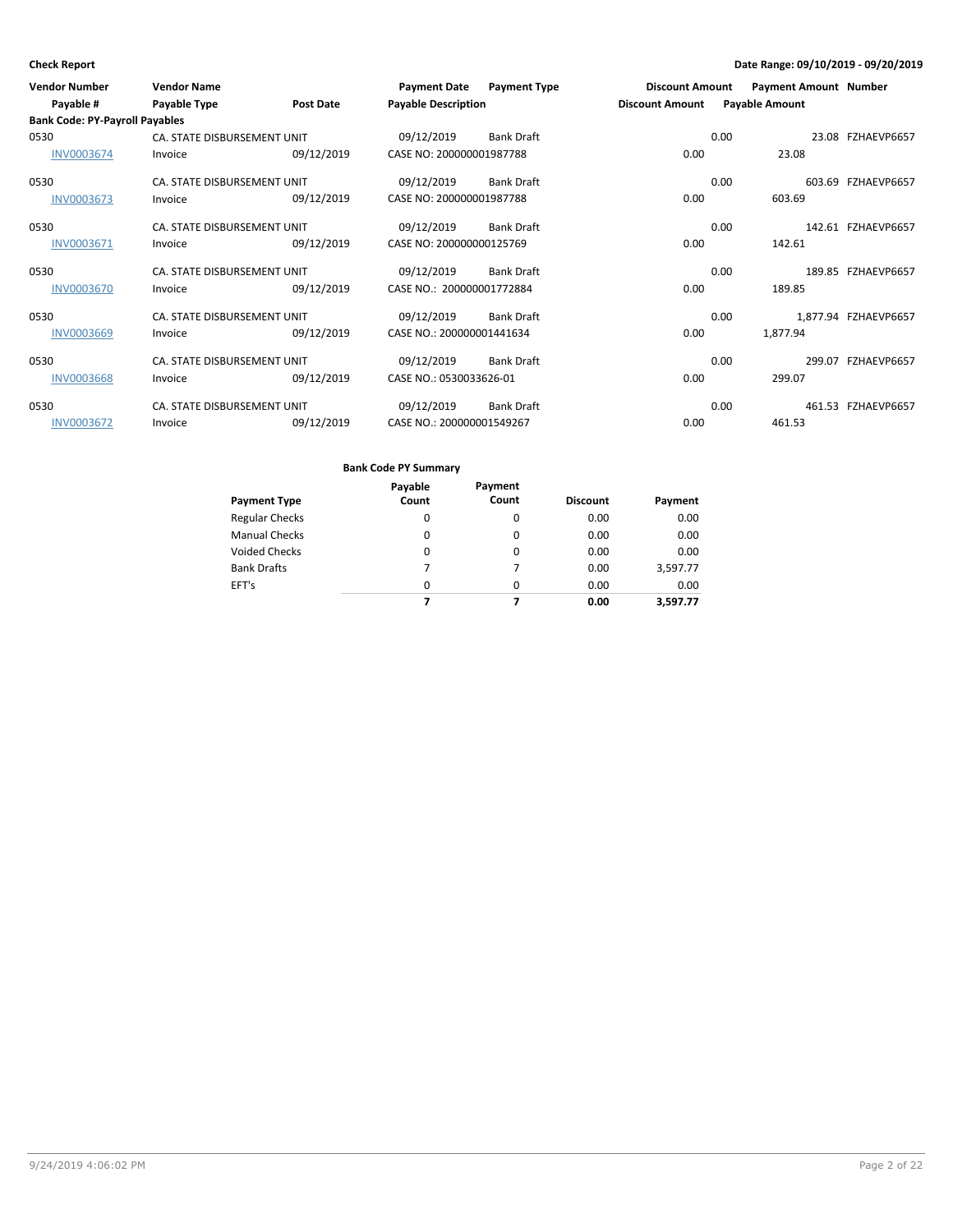**Check Report** **Date Range: 09/10/2019 - 09/20/2019**

| Vendor Number | Vendor Name | | Payment Date | Payment Type | Discount Amount | Payment Amount | Number |
|---|---|---|---|---|---|---|---|
| Payable # | Payable Type | Post Date | Payable Description | | Discount Amount | Payable Amount | |
| **Bank Code: PY-Payroll Payables** | | | | | | | |
| 0530 | CA. STATE DISBURSEMENT UNIT | | 09/12/2019 | Bank Draft | 0.00 | 23.08 | FZHAEVP6657 |
| INV0003674 | Invoice | 09/12/2019 | CASE NO: 200000001987788 | | 0.00 | 23.08 | |
| 0530 | CA. STATE DISBURSEMENT UNIT | | 09/12/2019 | Bank Draft | 0.00 | 603.69 | FZHAEVP6657 |
| INV0003673 | Invoice | 09/12/2019 | CASE NO: 200000001987788 | | 0.00 | 603.69 | |
| 0530 | CA. STATE DISBURSEMENT UNIT | | 09/12/2019 | Bank Draft | 0.00 | 142.61 | FZHAEVP6657 |
| INV0003671 | Invoice | 09/12/2019 | CASE NO: 200000000125769 | | 0.00 | 142.61 | |
| 0530 | CA. STATE DISBURSEMENT UNIT | | 09/12/2019 | Bank Draft | 0.00 | 189.85 | FZHAEVP6657 |
| INV0003670 | Invoice | 09/12/2019 | CASE NO.: 200000001772884 | | 0.00 | 189.85 | |
| 0530 | CA. STATE DISBURSEMENT UNIT | | 09/12/2019 | Bank Draft | 0.00 | 1,877.94 | FZHAEVP6657 |
| INV0003669 | Invoice | 09/12/2019 | CASE NO.: 200000001441634 | | 0.00 | 1,877.94 | |
| 0530 | CA. STATE DISBURSEMENT UNIT | | 09/12/2019 | Bank Draft | 0.00 | 299.07 | FZHAEVP6657 |
| INV0003668 | Invoice | 09/12/2019 | CASE NO.: 0530033626-01 | | 0.00 | 299.07 | |
| 0530 | CA. STATE DISBURSEMENT UNIT | | 09/12/2019 | Bank Draft | 0.00 | 461.53 | FZHAEVP6657 |
| INV0003672 | Invoice | 09/12/2019 | CASE NO.: 200000001549267 | | 0.00 | 461.53 | |

**Bank Code PY Summary**

| Payment Type | Payable Count | Payment Count | Discount | Payment |
|---|---|---|---|---|
| Regular Checks | 0 | 0 | 0.00 | 0.00 |
| Manual Checks | 0 | 0 | 0.00 | 0.00 |
| Voided Checks | 0 | 0 | 0.00 | 0.00 |
| Bank Drafts | 7 | 7 | 0.00 | 3,597.77 |
| EFT's | 0 | 0 | 0.00 | 0.00 |
| | **7** | **7** | **0.00** | **3,597.77** |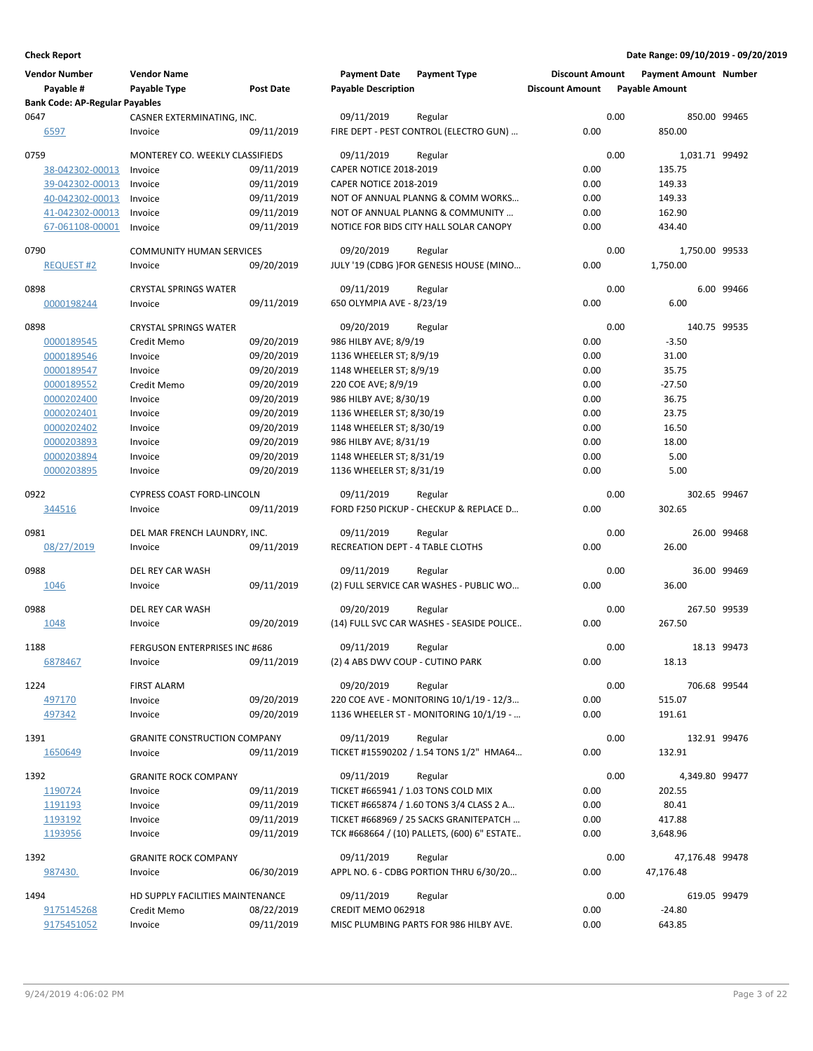**Check Report**

**Date Range: 09/10/2019 - 09/20/2019**

| Vendor Number | Vendor Name | | Payment Date | Payment Type | Discount Amount | Payment Amount | Number |
|---|---|---|---|---|---|---|---|
| Payable # | Payable Type | Post Date | Payable Description | | Discount Amount | Payable Amount | |
| **Bank Code: AP-Regular Payables** | | | | | | | |
| 0647 | CASNER EXTERMINATING, INC. | | 09/11/2019 | Regular | 0.00 | 850.00 | 99465 |
| 6597 | Invoice | 09/11/2019 | FIRE DEPT - PEST CONTROL (ELECTRO GUN) ... | | 0.00 | 850.00 | |
| 0759 | MONTEREY CO. WEEKLY CLASSIFIEDS | | 09/11/2019 | Regular | 0.00 | 1,031.71 | 99492 |
| 38-042302-00013 | Invoice | 09/11/2019 | CAPER NOTICE 2018-2019 | | 0.00 | 135.75 | |
| 39-042302-00013 | Invoice | 09/11/2019 | CAPER NOTICE 2018-2019 | | 0.00 | 149.33 | |
| 40-042302-00013 | Invoice | 09/11/2019 | NOT OF ANNUAL PLANNG & COMM WORKS... | | 0.00 | 149.33 | |
| 41-042302-00013 | Invoice | 09/11/2019 | NOT OF ANNUAL PLANNG & COMMUNITY ... | | 0.00 | 162.90 | |
| 67-061108-00001 | Invoice | 09/11/2019 | NOTICE FOR BIDS CITY HALL SOLAR CANOPY | | 0.00 | 434.40 | |
| 0790 | COMMUNITY HUMAN SERVICES | | 09/20/2019 | Regular | 0.00 | 1,750.00 | 99533 |
| REQUEST #2 | Invoice | 09/20/2019 | JULY '19 (CDBG )FOR GENESIS HOUSE (MINO... | | 0.00 | 1,750.00 | |
| 0898 | CRYSTAL SPRINGS WATER | | 09/11/2019 | Regular | 0.00 | 6.00 | 99466 |
| 0000198244 | Invoice | 09/11/2019 | 650 OLYMPIA AVE - 8/23/19 | | 0.00 | 6.00 | |
| 0898 | CRYSTAL SPRINGS WATER | | 09/20/2019 | Regular | 0.00 | 140.75 | 99535 |
| 0000189545 | Credit Memo | 09/20/2019 | 986 HILBY AVE; 8/9/19 | | 0.00 | -3.50 | |
| 0000189546 | Invoice | 09/20/2019 | 1136 WHEELER ST; 8/9/19 | | 0.00 | 31.00 | |
| 0000189547 | Invoice | 09/20/2019 | 1148 WHEELER ST; 8/9/19 | | 0.00 | 35.75 | |
| 0000189552 | Credit Memo | 09/20/2019 | 220 COE AVE; 8/9/19 | | 0.00 | -27.50 | |
| 0000202400 | Invoice | 09/20/2019 | 986 HILBY AVE; 8/30/19 | | 0.00 | 36.75 | |
| 0000202401 | Invoice | 09/20/2019 | 1136 WHEELER ST; 8/30/19 | | 0.00 | 23.75 | |
| 0000202402 | Invoice | 09/20/2019 | 1148 WHEELER ST; 8/30/19 | | 0.00 | 16.50 | |
| 0000203893 | Invoice | 09/20/2019 | 986 HILBY AVE; 8/31/19 | | 0.00 | 18.00 | |
| 0000203894 | Invoice | 09/20/2019 | 1148 WHEELER ST; 8/31/19 | | 0.00 | 5.00 | |
| 0000203895 | Invoice | 09/20/2019 | 1136 WHEELER ST; 8/31/19 | | 0.00 | 5.00 | |
| 0922 | CYPRESS COAST FORD-LINCOLN | | 09/11/2019 | Regular | 0.00 | 302.65 | 99467 |
| 344516 | Invoice | 09/11/2019 | FORD F250 PICKUP - CHECKUP & REPLACE D... | | 0.00 | 302.65 | |
| 0981 | DEL MAR FRENCH LAUNDRY, INC. | | 09/11/2019 | Regular | 0.00 | 26.00 | 99468 |
| 08/27/2019 | Invoice | 09/11/2019 | RECREATION DEPT - 4 TABLE CLOTHS | | 0.00 | 26.00 | |
| 0988 | DEL REY CAR WASH | | 09/11/2019 | Regular | 0.00 | 36.00 | 99469 |
| 1046 | Invoice | 09/11/2019 | (2) FULL SERVICE CAR WASHES - PUBLIC WO... | | 0.00 | 36.00 | |
| 0988 | DEL REY CAR WASH | | 09/20/2019 | Regular | 0.00 | 267.50 | 99539 |
| 1048 | Invoice | 09/20/2019 | (14) FULL SVC CAR WASHES - SEASIDE POLICE.. | | 0.00 | 267.50 | |
| 1188 | FERGUSON ENTERPRISES INC #686 | | 09/11/2019 | Regular | 0.00 | 18.13 | 99473 |
| 6878467 | Invoice | 09/11/2019 | (2) 4 ABS DWV COUP - CUTINO PARK | | 0.00 | 18.13 | |
| 1224 | FIRST ALARM | | 09/20/2019 | Regular | 0.00 | 706.68 | 99544 |
| 497170 | Invoice | 09/20/2019 | 220 COE AVE - MONITORING 10/1/19 - 12/3... | | 0.00 | 515.07 | |
| 497342 | Invoice | 09/20/2019 | 1136 WHEELER ST - MONITORING 10/1/19 - ... | | 0.00 | 191.61 | |
| 1391 | GRANITE CONSTRUCTION COMPANY | | 09/11/2019 | Regular | 0.00 | 132.91 | 99476 |
| 1650649 | Invoice | 09/11/2019 | TICKET #15590202 / 1.54 TONS 1/2" HMA64... | | 0.00 | 132.91 | |
| 1392 | GRANITE ROCK COMPANY | | 09/11/2019 | Regular | 0.00 | 4,349.80 | 99477 |
| 1190724 | Invoice | 09/11/2019 | TICKET #665941 / 1.03 TONS COLD MIX | | 0.00 | 202.55 | |
| 1191193 | Invoice | 09/11/2019 | TICKET #665874 / 1.60 TONS 3/4 CLASS 2 A... | | 0.00 | 80.41 | |
| 1193192 | Invoice | 09/11/2019 | TICKET #668969 / 25 SACKS GRANITEPATCH ... | | 0.00 | 417.88 | |
| 1193956 | Invoice | 09/11/2019 | TCK #668664 / (10) PALLETS, (600) 6" ESTATE.. | | 0.00 | 3,648.96 | |
| 1392 | GRANITE ROCK COMPANY | | 09/11/2019 | Regular | 0.00 | 47,176.48 | 99478 |
| 987430. | Invoice | 06/30/2019 | APPL NO. 6 - CDBG PORTION THRU 6/30/20... | | 0.00 | 47,176.48 | |
| 1494 | HD SUPPLY FACILITIES MAINTENANCE | | 09/11/2019 | Regular | 0.00 | 619.05 | 99479 |
| 9175145268 | Credit Memo | 08/22/2019 | CREDIT MEMO 062918 | | 0.00 | -24.80 | |
| 9175451052 | Invoice | 09/11/2019 | MISC PLUMBING PARTS FOR 986 HILBY AVE. | | 0.00 | 643.85 | |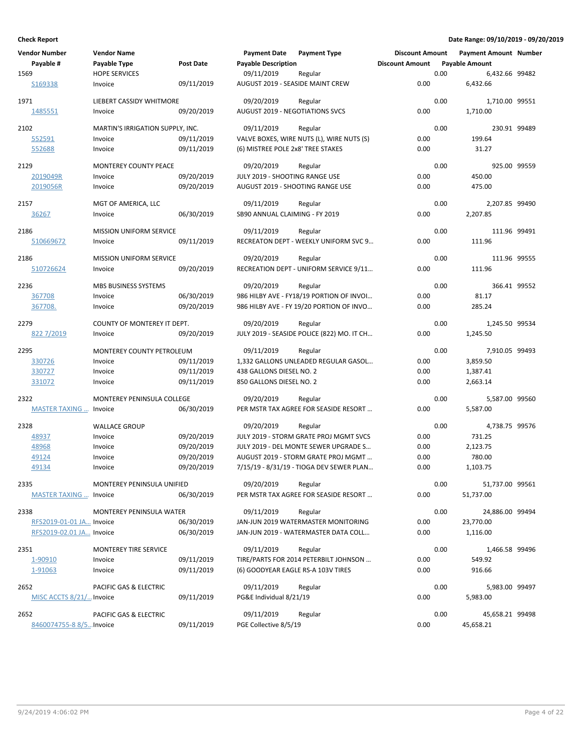**Check Report**

**Date Range: 09/10/2019 - 09/20/2019**

| Vendor Number | Vendor Name | | Payment Date | Payment Type | Discount Amount | Payment Amount | Number |
|---|---|---|---|---|---|---|---|
| Payable # | Payable Type | Post Date | Payable Description | | Discount Amount | Payable Amount | |
| 1569 | HOPE SERVICES | | 09/11/2019 | Regular | 0.00 | 6,432.66 | 99482 |
| S169338 | Invoice | 09/11/2019 | AUGUST 2019 - SEASIDE MAINT CREW | | 0.00 | 6,432.66 | |
| 1971 | LIEBERT CASSIDY WHITMORE | | 09/20/2019 | Regular | 0.00 | 1,710.00 | 99551 |
| 1485551 | Invoice | 09/20/2019 | AUGUST 2019 - NEGOTIATIONS SVCS | | 0.00 | 1,710.00 | |
| 2102 | MARTIN'S IRRIGATION SUPPLY, INC. | | 09/11/2019 | Regular | 0.00 | 230.91 | 99489 |
| 552591 | Invoice | 09/11/2019 | VALVE BOXES, WIRE NUTS (L), WIRE NUTS (S) | | 0.00 | 199.64 | |
| 552688 | Invoice | 09/11/2019 | (6) MISTREE POLE 2x8' TREE STAKES | | 0.00 | 31.27 | |
| 2129 | MONTEREY COUNTY PEACE | | 09/20/2019 | Regular | 0.00 | 925.00 | 99559 |
| 2019049R | Invoice | 09/20/2019 | JULY 2019 - SHOOTING RANGE USE | | 0.00 | 450.00 | |
| 2019056R | Invoice | 09/20/2019 | AUGUST 2019 - SHOOTING RANGE USE | | 0.00 | 475.00 | |
| 2157 | MGT OF AMERICA, LLC | | 09/11/2019 | Regular | 0.00 | 2,207.85 | 99490 |
| 36267 | Invoice | 06/30/2019 | SB90 ANNUAL CLAIMING - FY 2019 | | 0.00 | 2,207.85 | |
| 2186 | MISSION UNIFORM SERVICE | | 09/11/2019 | Regular | 0.00 | 111.96 | 99491 |
| 510669672 | Invoice | 09/11/2019 | RECREATON DEPT - WEEKLY UNIFORM SVC 9... | | 0.00 | 111.96 | |
| 2186 | MISSION UNIFORM SERVICE | | 09/20/2019 | Regular | 0.00 | 111.96 | 99555 |
| 510726624 | Invoice | 09/20/2019 | RECREATION DEPT - UNIFORM SERVICE 9/11... | | 0.00 | 111.96 | |
| 2236 | MBS BUSINESS SYSTEMS | | 09/20/2019 | Regular | 0.00 | 366.41 | 99552 |
| 367708 | Invoice | 06/30/2019 | 986 HILBY AVE - FY18/19 PORTION OF INVOI... | | 0.00 | 81.17 | |
| 367708. | Invoice | 09/20/2019 | 986 HILBY AVE - FY 19/20 PORTION OF INVO... | | 0.00 | 285.24 | |
| 2279 | COUNTY OF MONTEREY IT DEPT. | | 09/20/2019 | Regular | 0.00 | 1,245.50 | 99534 |
| 822 7/2019 | Invoice | 09/20/2019 | JULY 2019 - SEASIDE POLICE (822) MO. IT CH... | | 0.00 | 1,245.50 | |
| 2295 | MONTEREY COUNTY PETROLEUM | | 09/11/2019 | Regular | 0.00 | 7,910.05 | 99493 |
| 330726 | Invoice | 09/11/2019 | 1,332 GALLONS UNLEADED REGULAR GASOL... | | 0.00 | 3,859.50 | |
| 330727 | Invoice | 09/11/2019 | 438 GALLONS DIESEL NO. 2 | | 0.00 | 1,387.41 | |
| 331072 | Invoice | 09/11/2019 | 850 GALLONS DIESEL NO. 2 | | 0.00 | 2,663.14 | |
| 2322 | MONTEREY PENINSULA COLLEGE | | 09/20/2019 | Regular | 0.00 | 5,587.00 | 99560 |
| MASTER TAXING ... | Invoice | 06/30/2019 | PER MSTR TAX AGREE FOR SEASIDE RESORT ... | | 0.00 | 5,587.00 | |
| 2328 | WALLACE GROUP | | 09/20/2019 | Regular | 0.00 | 4,738.75 | 99576 |
| 48937 | Invoice | 09/20/2019 | JULY 2019 - STORM GRATE PROJ MGMT SVCS | | 0.00 | 731.25 | |
| 48968 | Invoice | 09/20/2019 | JULY 2019 - DEL MONTE SEWER UPGRADE S... | | 0.00 | 2,123.75 | |
| 49124 | Invoice | 09/20/2019 | AUGUST 2019 - STORM GRATE PROJ MGMT ... | | 0.00 | 780.00 | |
| 49134 | Invoice | 09/20/2019 | 7/15/19 - 8/31/19 - TIOGA DEV SEWER PLAN... | | 0.00 | 1,103.75 | |
| 2335 | MONTEREY PENINSULA UNIFIED | | 09/20/2019 | Regular | 0.00 | 51,737.00 | 99561 |
| MASTER TAXING ... | Invoice | 06/30/2019 | PER MSTR TAX AGREE FOR SEASIDE RESORT ... | | 0.00 | 51,737.00 | |
| 2338 | MONTEREY PENINSULA WATER | | 09/11/2019 | Regular | 0.00 | 24,886.00 | 99494 |
| RFS2019-01-01 JA... | Invoice | 06/30/2019 | JAN-JUN 2019 WATERMASTER MONITORING | | 0.00 | 23,770.00 | |
| RFS2019-02.01 JA... | Invoice | 06/30/2019 | JAN-JUN 2019 - WATERMASTER DATA COLL... | | 0.00 | 1,116.00 | |
| 2351 | MONTEREY TIRE SERVICE | | 09/11/2019 | Regular | 0.00 | 1,466.58 | 99496 |
| 1-90910 | Invoice | 09/11/2019 | TIRE/PARTS FOR 2014 PETERBILT JOHNSON ... | | 0.00 | 549.92 | |
| 1-91063 | Invoice | 09/11/2019 | (6) GOODYEAR EAGLE RS-A 103V TIRES | | 0.00 | 916.66 | |
| 2652 | PACIFIC GAS & ELECTRIC | | 09/11/2019 | Regular | 0.00 | 5,983.00 | 99497 |
| MISC ACCTS 8/21/... | Invoice | 09/11/2019 | PG&E Individual 8/21/19 | | 0.00 | 5,983.00 | |
| 2652 | PACIFIC GAS & ELECTRIC | | 09/11/2019 | Regular | 0.00 | 45,658.21 | 99498 |
| 8460074755-8 8/5... | Invoice | 09/11/2019 | PGE Collective 8/5/19 | | 0.00 | 45,658.21 | |

9/24/2019 4:06:02 PM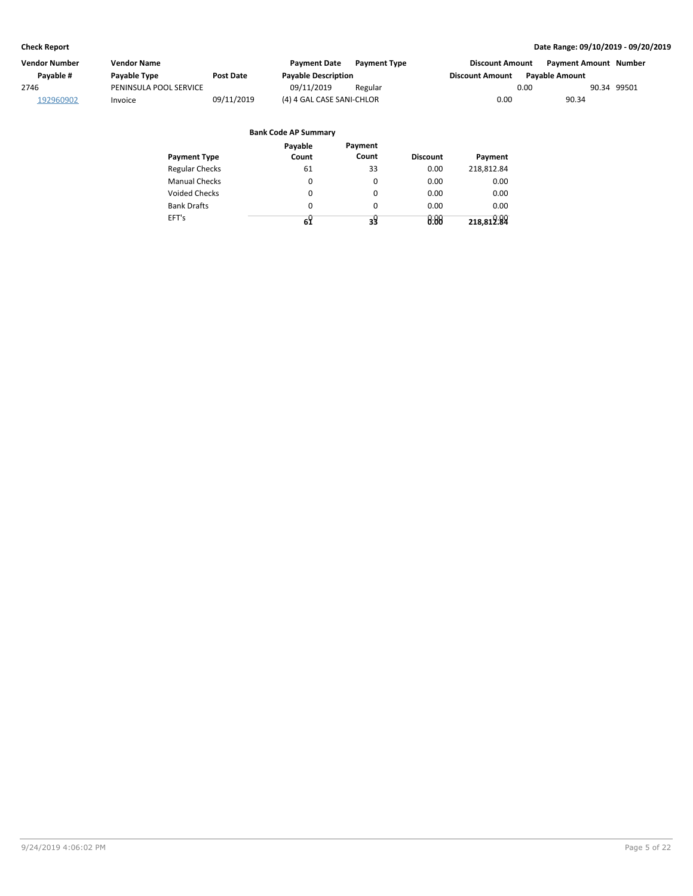**Check Report** — Date Range: 09/10/2019 - 09/20/2019

| Vendor Number | Vendor Name | | Payment Date | Payment Type | Discount Amount | Payment Amount | Number |
|---|---|---|---|---|---|---|---|
| Payable # | Payable Type | Post Date | Payable Description | | Discount Amount | Payable Amount | |
| 2746 | PENINSULA POOL SERVICE | | 09/11/2019 | Regular | 0.00 | 90.34 | 99501 |
| 192960902 | Invoice | 09/11/2019 | (4) 4 GAL CASE SANI-CHLOR | | 0.00 | 90.34 | |

**Bank Code AP Summary**

| Payment Type | Payable Count | Payment Count | Discount | Payment |
|---|---|---|---|---|
| Regular Checks | 61 | 33 | 0.00 | 218,812.84 |
| Manual Checks | 0 | 0 | 0.00 | 0.00 |
| Voided Checks | 0 | 0 | 0.00 | 0.00 |
| Bank Drafts | 0 | 0 | 0.00 | 0.00 |
| EFT's | 0 | 0 | 0.00 | 0.00 |
| | **61** | **33** | **0.00** | **218,812.84** |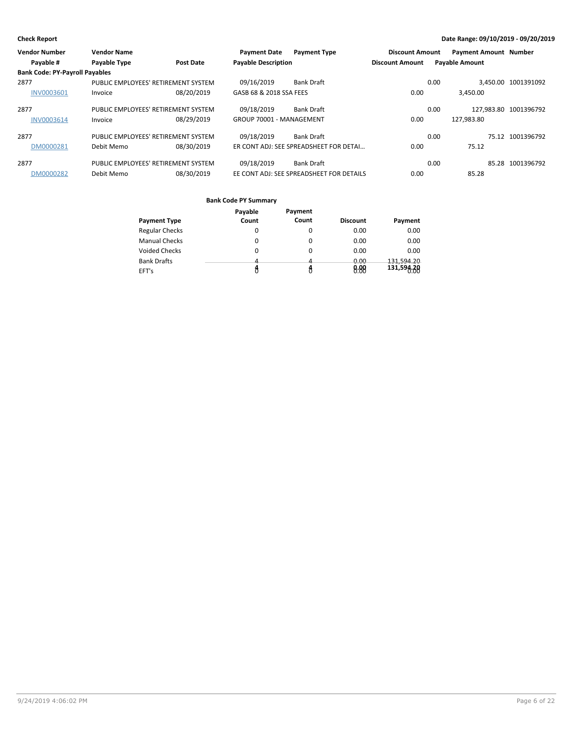**Check Report**

**Date Range: 09/10/2019 - 09/20/2019**

| Vendor Number | Vendor Name | | Payment Date | Payment Type | Discount Amount | Payment Amount | Number |
|---|---|---|---|---|---|---|---|
| Payable # | Payable Type | Post Date | Payable Description | | Discount Amount | Payable Amount | |
| **Bank Code: PY-Payroll Payables** | | | | | | | |
| 2877 | PUBLIC EMPLOYEES' RETIREMENT SYSTEM | | 09/16/2019 | Bank Draft | 0.00 | 3,450.00 | 1001391092 |
| INV0003601 | Invoice | 08/20/2019 | GASB 68 & 2018 SSA FEES | | 0.00 | 3,450.00 | |
| 2877 | PUBLIC EMPLOYEES' RETIREMENT SYSTEM | | 09/18/2019 | Bank Draft | 0.00 | 127,983.80 | 1001396792 |
| INV0003614 | Invoice | 08/29/2019 | GROUP 70001 - MANAGEMENT | | 0.00 | 127,983.80 | |
| 2877 | PUBLIC EMPLOYEES' RETIREMENT SYSTEM | | 09/18/2019 | Bank Draft | 0.00 | 75.12 | 1001396792 |
| DM0000281 | Debit Memo | 08/30/2019 | ER CONT ADJ: SEE SPREADSHEET FOR DETAI… | | 0.00 | 75.12 | |
| 2877 | PUBLIC EMPLOYEES' RETIREMENT SYSTEM | | 09/18/2019 | Bank Draft | 0.00 | 85.28 | 1001396792 |
| DM0000282 | Debit Memo | 08/30/2019 | EE CONT ADJ: SEE SPREADSHEET FOR DETAILS | | 0.00 | 85.28 | |

**Bank Code PY Summary**

| Payment Type | Payable Count | Payment Count | Discount | Payment |
|---|---|---|---|---|
| Regular Checks | 0 | 0 | 0.00 | 0.00 |
| Manual Checks | 0 | 0 | 0.00 | 0.00 |
| Voided Checks | 0 | 0 | 0.00 | 0.00 |
| Bank Drafts | 4 | 4 | 0.00 | 131,594.20 |
| EFT's | 0 | 0 | 0.00 | 0.00 |
| | **4** | **4** | **0.00** | **131,594.20** |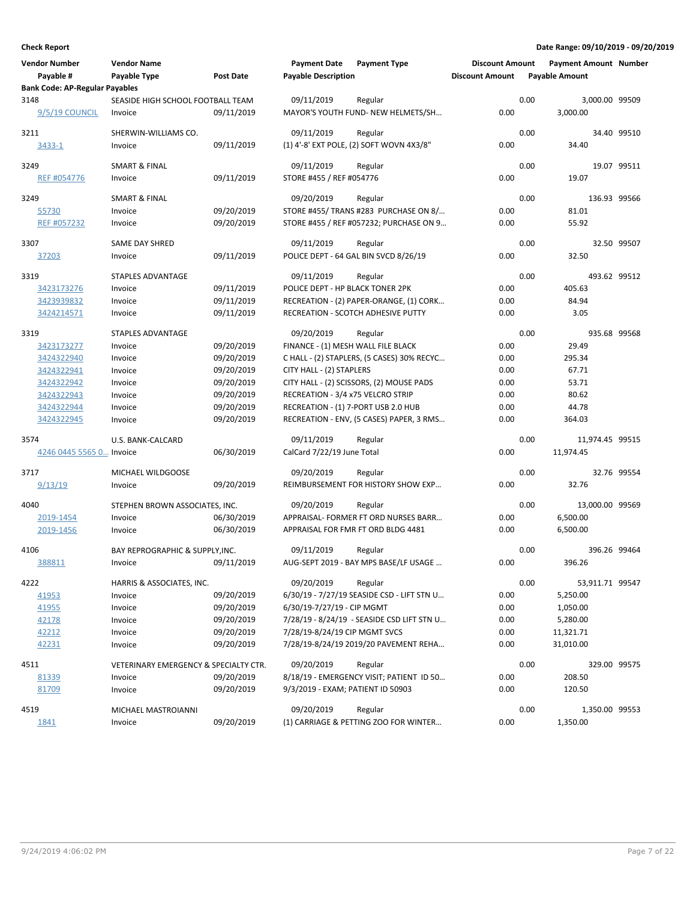**Check Report**

**Date Range: 09/10/2019 - 09/20/2019**

| Vendor Number / Payable # | Vendor Name / Payable Type | Post Date | Payment Date / Payable Description | Payment Type | Discount Amount | Payment Amount | Number |
|---|---|---|---|---|---|---|---|
| **Bank Code: AP-Regular Payables** | | | | | | | |
| 3148 | SEASIDE HIGH SCHOOL FOOTBALL TEAM | | 09/11/2019 | Regular | 0.00 | 3,000.00 | 99509 |
| 9/5/19 COUNCIL | Invoice | 09/11/2019 | MAYOR'S YOUTH FUND- NEW HELMETS/SH... | | 0.00 | 3,000.00 | |
| 3211 | SHERWIN-WILLIAMS CO. | | 09/11/2019 | Regular | 0.00 | 34.40 | 99510 |
| 3433-1 | Invoice | 09/11/2019 | (1) 4'-8' EXT POLE, (2) SOFT WOVN 4X3/8" | | 0.00 | 34.40 | |
| 3249 | SMART & FINAL | | 09/11/2019 | Regular | 0.00 | 19.07 | 99511 |
| REF #054776 | Invoice | 09/11/2019 | STORE #455 / REF #054776 | | 0.00 | 19.07 | |
| 3249 | SMART & FINAL | | 09/20/2019 | Regular | 0.00 | 136.93 | 99566 |
| 55730 | Invoice | 09/20/2019 | STORE #455/ TRANS #283 PURCHASE ON 8/... | | 0.00 | 81.01 | |
| REF #057232 | Invoice | 09/20/2019 | STORE #455 / REF #057232; PURCHASE ON 9... | | 0.00 | 55.92 | |
| 3307 | SAME DAY SHRED | | 09/11/2019 | Regular | 0.00 | 32.50 | 99507 |
| 37203 | Invoice | 09/11/2019 | POLICE DEPT - 64 GAL BIN SVCD 8/26/19 | | 0.00 | 32.50 | |
| 3319 | STAPLES ADVANTAGE | | 09/11/2019 | Regular | 0.00 | 493.62 | 99512 |
| 3423173276 | Invoice | 09/11/2019 | POLICE DEPT - HP BLACK TONER 2PK | | 0.00 | 405.63 | |
| 3423939832 | Invoice | 09/11/2019 | RECREATION - (2) PAPER-ORANGE, (1) CORK... | | 0.00 | 84.94 | |
| 3424214571 | Invoice | 09/11/2019 | RECREATION - SCOTCH ADHESIVE PUTTY | | 0.00 | 3.05 | |
| 3319 | STAPLES ADVANTAGE | | 09/20/2019 | Regular | 0.00 | 935.68 | 99568 |
| 3423173277 | Invoice | 09/20/2019 | FINANCE - (1) MESH WALL FILE BLACK | | 0.00 | 29.49 | |
| 3424322940 | Invoice | 09/20/2019 | C HALL - (2) STAPLERS, (5 CASES) 30% RECYC... | | 0.00 | 295.34 | |
| 3424322941 | Invoice | 09/20/2019 | CITY HALL - (2) STAPLERS | | 0.00 | 67.71 | |
| 3424322942 | Invoice | 09/20/2019 | CITY HALL - (2) SCISSORS, (2) MOUSE PADS | | 0.00 | 53.71 | |
| 3424322943 | Invoice | 09/20/2019 | RECREATION - 3/4 x75 VELCRO STRIP | | 0.00 | 80.62 | |
| 3424322944 | Invoice | 09/20/2019 | RECREATION - (1) 7-PORT USB 2.0 HUB | | 0.00 | 44.78 | |
| 3424322945 | Invoice | 09/20/2019 | RECREATION - ENV, (5 CASES) PAPER, 3 RMS... | | 0.00 | 364.03 | |
| 3574 | U.S. BANK-CALCARD | | 09/11/2019 | Regular | 0.00 | 11,974.45 | 99515 |
| 4246 0445 5565 0... | Invoice | 06/30/2019 | CalCard 7/22/19 June Total | | 0.00 | 11,974.45 | |
| 3717 | MICHAEL WILDGOOSE | | 09/20/2019 | Regular | 0.00 | 32.76 | 99554 |
| 9/13/19 | Invoice | 09/20/2019 | REIMBURSEMENT FOR HISTORY SHOW EXP... | | 0.00 | 32.76 | |
| 4040 | STEPHEN BROWN ASSOCIATES, INC. | | 09/20/2019 | Regular | 0.00 | 13,000.00 | 99569 |
| 2019-1454 | Invoice | 06/30/2019 | APPRAISAL- FORMER FT ORD NURSES BARR... | | 0.00 | 6,500.00 | |
| 2019-1456 | Invoice | 06/30/2019 | APPRAISAL FOR FMR FT ORD BLDG 4481 | | 0.00 | 6,500.00 | |
| 4106 | BAY REPROGRAPHIC & SUPPLY,INC. | | 09/11/2019 | Regular | 0.00 | 396.26 | 99464 |
| 388811 | Invoice | 09/11/2019 | AUG-SEPT 2019 - BAY MPS BASE/LF USAGE ... | | 0.00 | 396.26 | |
| 4222 | HARRIS & ASSOCIATES, INC. | | 09/20/2019 | Regular | 0.00 | 53,911.71 | 99547 |
| 41953 | Invoice | 09/20/2019 | 6/30/19 - 7/27/19 SEASIDE CSD - LIFT STN U... | | 0.00 | 5,250.00 | |
| 41955 | Invoice | 09/20/2019 | 6/30/19-7/27/19 - CIP MGMT | | 0.00 | 1,050.00 | |
| 42178 | Invoice | 09/20/2019 | 7/28/19 - 8/24/19 - SEASIDE CSD LIFT STN U... | | 0.00 | 5,280.00 | |
| 42212 | Invoice | 09/20/2019 | 7/28/19-8/24/19 CIP MGMT SVCS | | 0.00 | 11,321.71 | |
| 42231 | Invoice | 09/20/2019 | 7/28/19-8/24/19 2019/20 PAVEMENT REHA... | | 0.00 | 31,010.00 | |
| 4511 | VETERINARY EMERGENCY & SPECIALTY CTR. | | 09/20/2019 | Regular | 0.00 | 329.00 | 99575 |
| 81339 | Invoice | 09/20/2019 | 8/18/19 - EMERGENCY VISIT; PATIENT ID 50... | | 0.00 | 208.50 | |
| 81709 | Invoice | 09/20/2019 | 9/3/2019 - EXAM; PATIENT ID 50903 | | 0.00 | 120.50 | |
| 4519 | MICHAEL MASTROIANNI | | 09/20/2019 | Regular | 0.00 | 1,350.00 | 99553 |
| 1841 | Invoice | 09/20/2019 | (1) CARRIAGE & PETTING ZOO FOR WINTER... | | 0.00 | 1,350.00 | |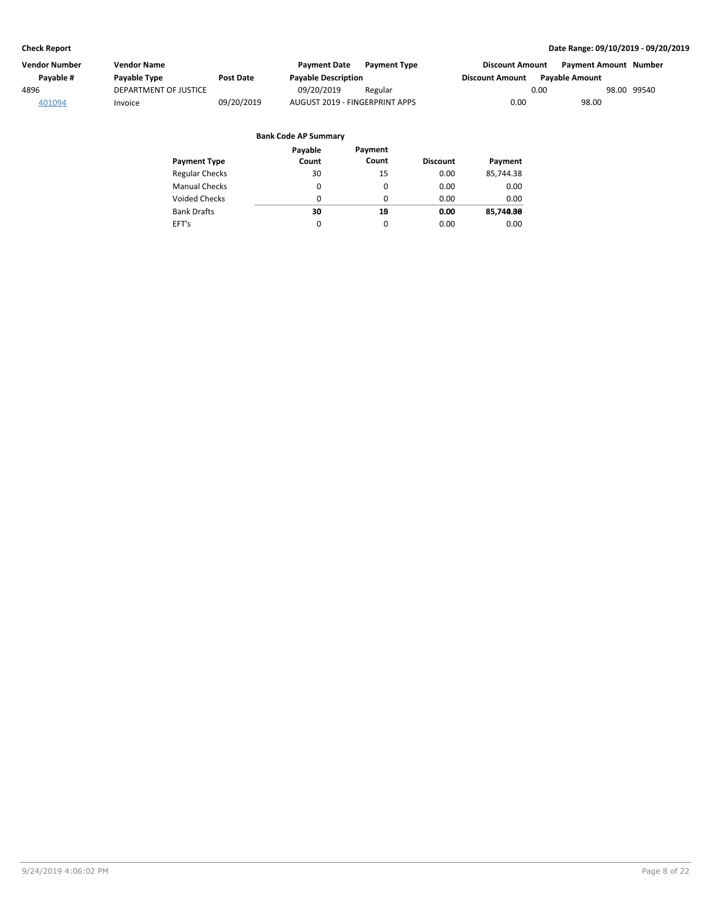**Check Report** — Date Range: 09/10/2019 - 09/20/2019

| Vendor Number | Vendor Name | | Payment Date | Payment Type | Discount Amount | Payment Amount | Number |
|---|---|---|---|---|---|---|---|
| Payable # | Payable Type | Post Date | Payable Description | | Discount Amount | Payable Amount | |
| 4896 | DEPARTMENT OF JUSTICE | | 09/20/2019 | Regular | 0.00 | 98.00 | 99540 |
| 401094 | Invoice | 09/20/2019 | AUGUST 2019 - FINGERPRINT APPS | | 0.00 | 98.00 | |

**Bank Code AP Summary**

| Payment Type | Payable Count | Payment Count | Discount | Payment |
|---|---|---|---|---|
| Regular Checks | 30 | 15 | 0.00 | 85,744.38 |
| Manual Checks | 0 | 0 | 0.00 | 0.00 |
| Voided Checks | 0 | 0 | 0.00 | 0.00 |
| Bank Drafts | 30 | 15 | 0.00 | 85,744.38 |
| EFT's | 0 | 0 | 0.00 | 0.00 |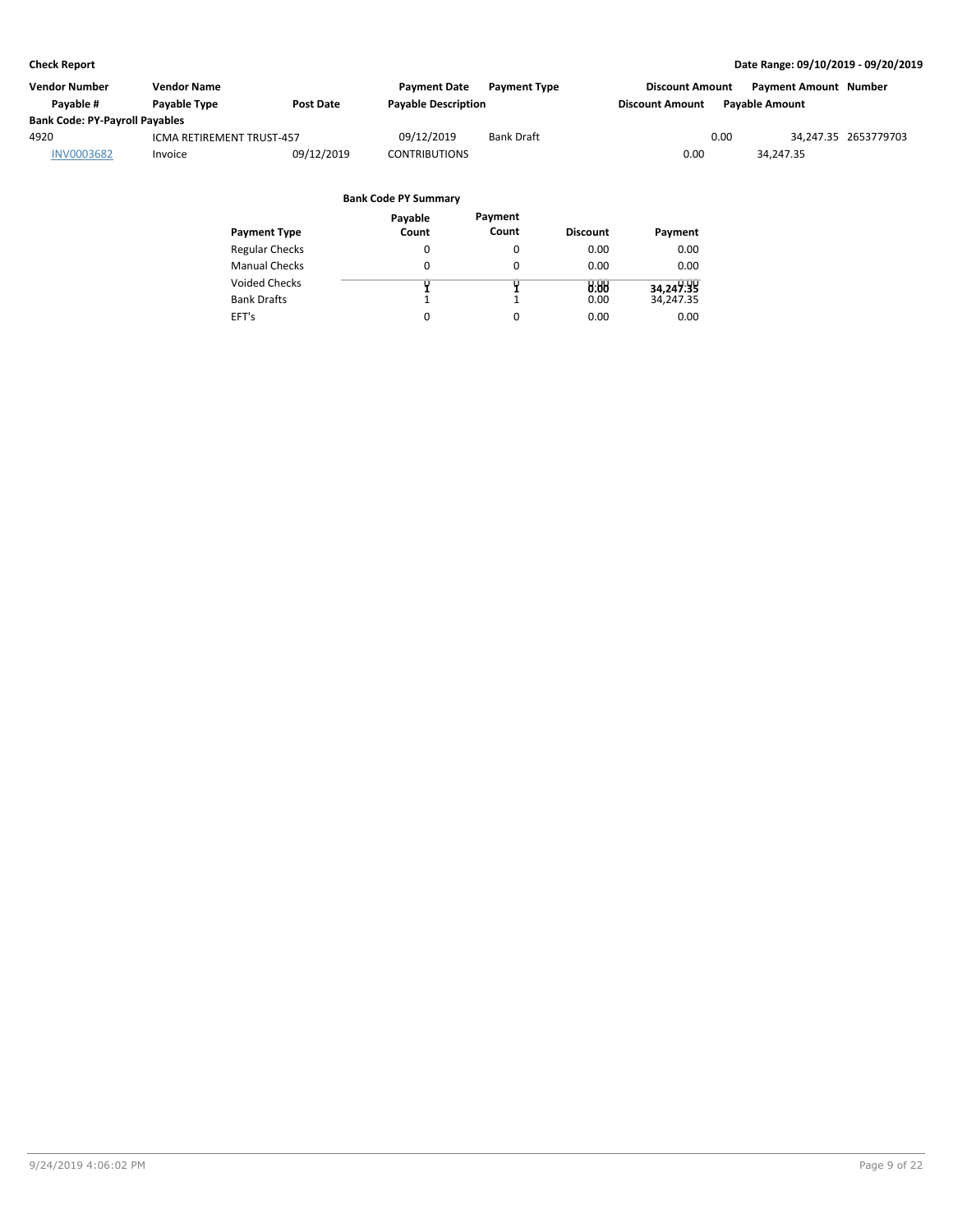**Check Report**

**Date Range: 09/10/2019 - 09/20/2019**

| Vendor Number | Vendor Name | | Payment Date | Payment Type | Discount Amount | Payment Amount | Number |
|---|---|---|---|---|---|---|---|
| Payable # | Payable Type | Post Date | Payable Description | | Discount Amount | Payable Amount | |
| **Bank Code: PY-Payroll Payables** | | | | | | | |
| 4920 | ICMA RETIREMENT TRUST-457 | | 09/12/2019 | Bank Draft | 0.00 | 34,247.35 | 2653779703 |
| INV0003682 | Invoice | 09/12/2019 | CONTRIBUTIONS | | 0.00 | 34,247.35 | |

**Bank Code PY Summary**

| Payment Type | Payable Count | Payment Count | Discount | Payment |
|---|---|---|---|---|
| Regular Checks | 0 | 0 | 0.00 | 0.00 |
| Manual Checks | 0 | 0 | 0.00 | 0.00 |
| Voided Checks | 0 | 0 | 0.00 | 0.00 |
| Bank Drafts | 1 | 1 | 0.00 | 34,247.35 |
| EFT's | 0 | 0 | 0.00 | 0.00 |
| | **1** | **1** | **0.00** | **34,247.35** |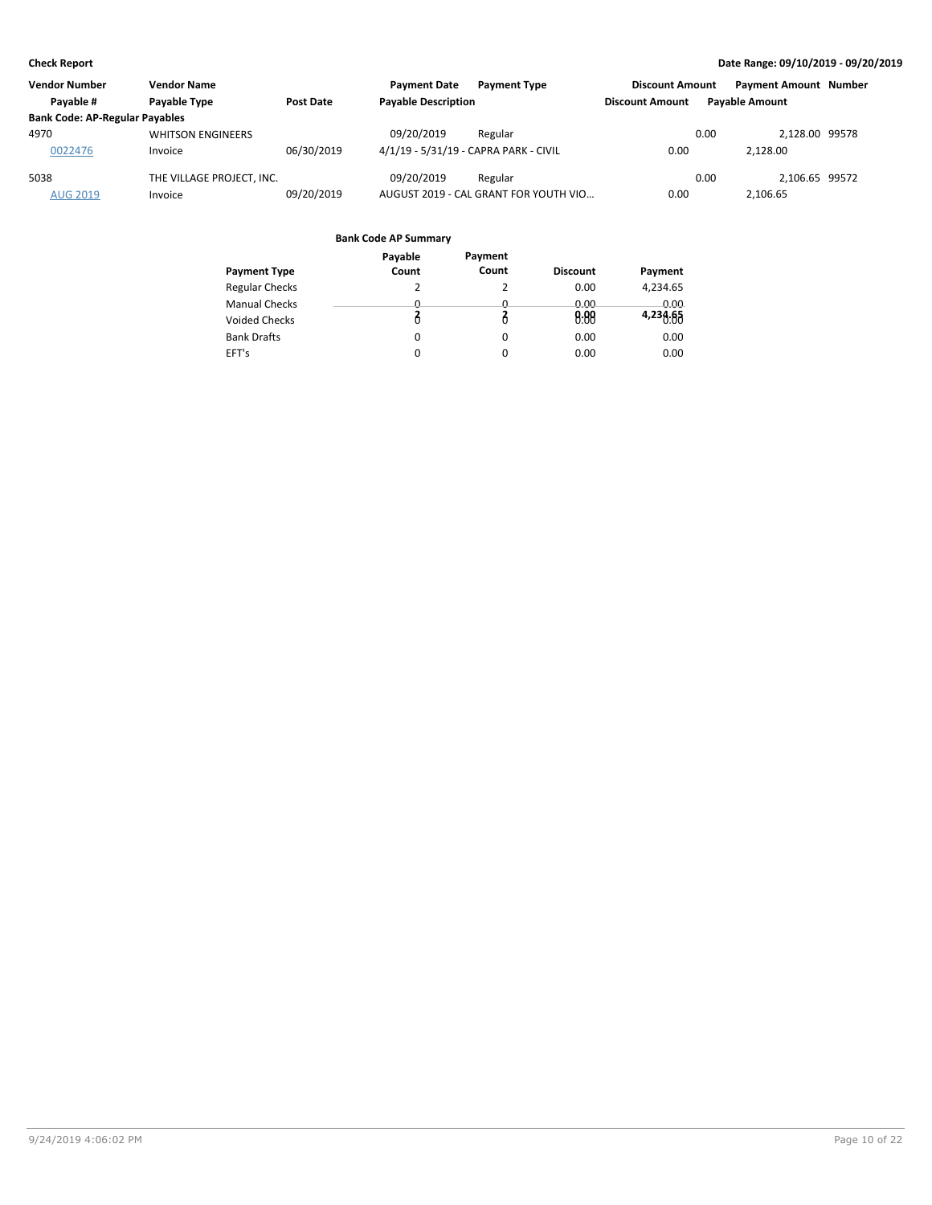**Check Report**

**Date Range: 09/10/2019 - 09/20/2019**

| Vendor Number | Vendor Name | | Payment Date | Payment Type | Discount Amount | Payment Amount | Number |
|---|---|---|---|---|---|---|---|
| Payable # | Payable Type | Post Date | Payable Description | | Discount Amount | Payable Amount | |
| **Bank Code: AP-Regular Payables** | | | | | | | |
| 4970 | WHITSON ENGINEERS | | 09/20/2019 | Regular | 0.00 | 2,128.00 | 99578 |
| 0022476 | Invoice | 06/30/2019 | 4/1/19 - 5/31/19 - CAPRA PARK - CIVIL | | 0.00 | 2,128.00 | |
| 5038 | THE VILLAGE PROJECT, INC. | | 09/20/2019 | Regular | 0.00 | 2,106.65 | 99572 |
| AUG 2019 | Invoice | 09/20/2019 | AUGUST 2019 - CAL GRANT FOR YOUTH VIO... | | 0.00 | 2,106.65 | |

**Bank Code AP Summary**

| Payment Type | Payable Count | Payment Count | Discount | Payment |
|---|---|---|---|---|
| Regular Checks | 2 | 2 | 0.00 | 4,234.65 |
| Manual Checks | 0 | 0 | 0.00 | 0.00 |
| Voided Checks | 0 | 0 | 0.00 | 0.00 |
| Bank Drafts | 0 | 0 | 0.00 | 0.00 |
| EFT's | 0 | 0 | 0.00 | 0.00 |
| | **2** | **2** | **0.00** | **4,234.65** |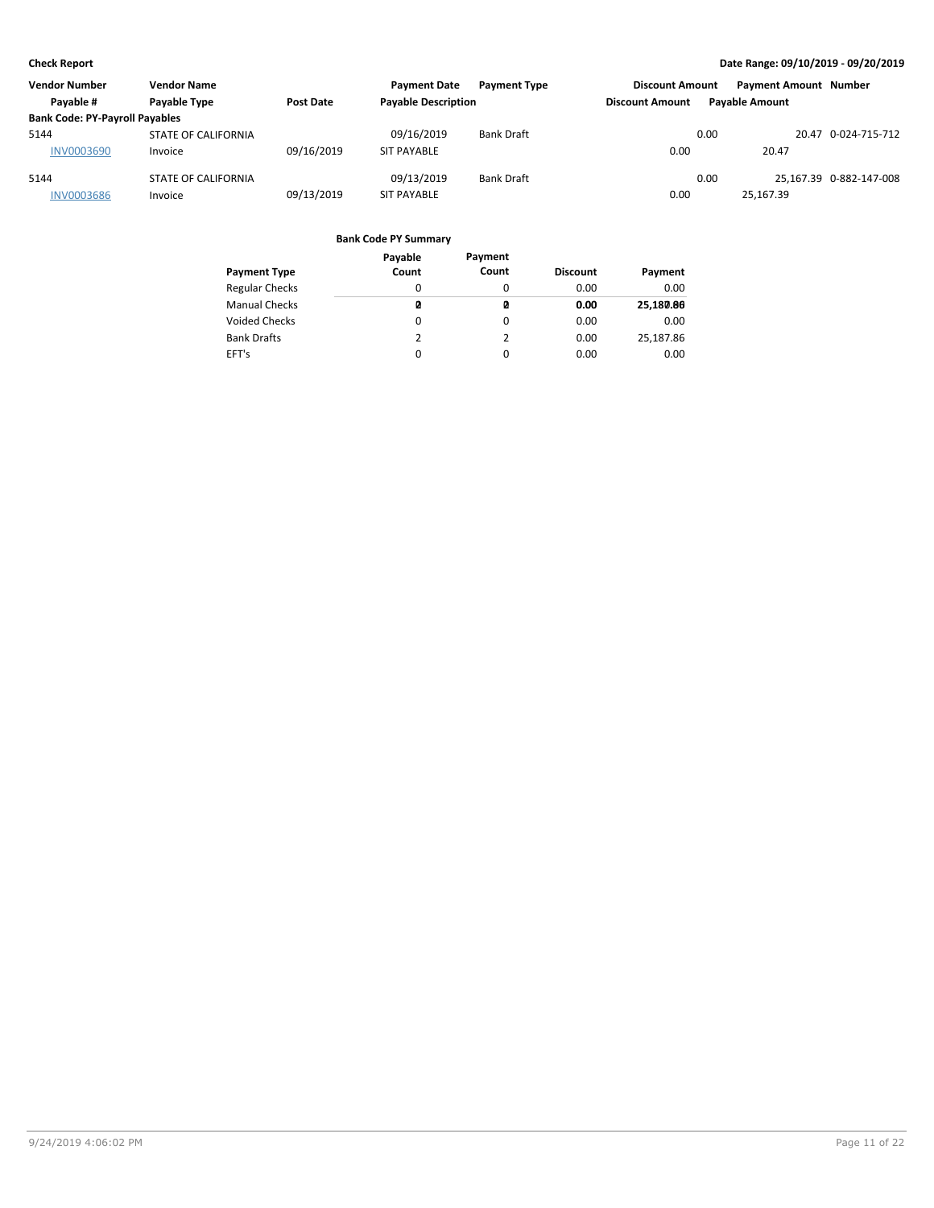**Check Report**

**Date Range: 09/10/2019 - 09/20/2019**

| Vendor Number | Vendor Name | | Payment Date | Payment Type | Discount Amount | Payment Amount | Number |
|---|---|---|---|---|---|---|---|
| Payable # | Payable Type | Post Date | Payable Description | | Discount Amount | Payable Amount | |
| **Bank Code: PY-Payroll Payables** | | | | | | | |
| 5144 | STATE OF CALIFORNIA | | 09/16/2019 | Bank Draft | 0.00 | 20.47 | 0-024-715-712 |
| INV0003690 | Invoice | 09/16/2019 | SIT PAYABLE | | 0.00 | 20.47 | |
| 5144 | STATE OF CALIFORNIA | | 09/13/2019 | Bank Draft | 0.00 | 25,167.39 | 0-882-147-008 |
| INV0003686 | Invoice | 09/13/2019 | SIT PAYABLE | | 0.00 | 25,167.39 | |

**Bank Code PY Summary**

| Payment Type | Payable Count | Payment Count | Discount | Payment |
|---|---|---|---|---|
| Regular Checks | 0 | 0 | 0.00 | 0.00 |
| Manual Checks | 0 | 0 | 0.00 | 0.00 |
| Voided Checks | 0 | 0 | 0.00 | 0.00 |
| Bank Drafts | 2 | 2 | 0.00 | 25,187.86 |
| EFT's | 0 | 0 | 0.00 | 0.00 |
| | **2** | **2** | **0.00** | **25,187.86** |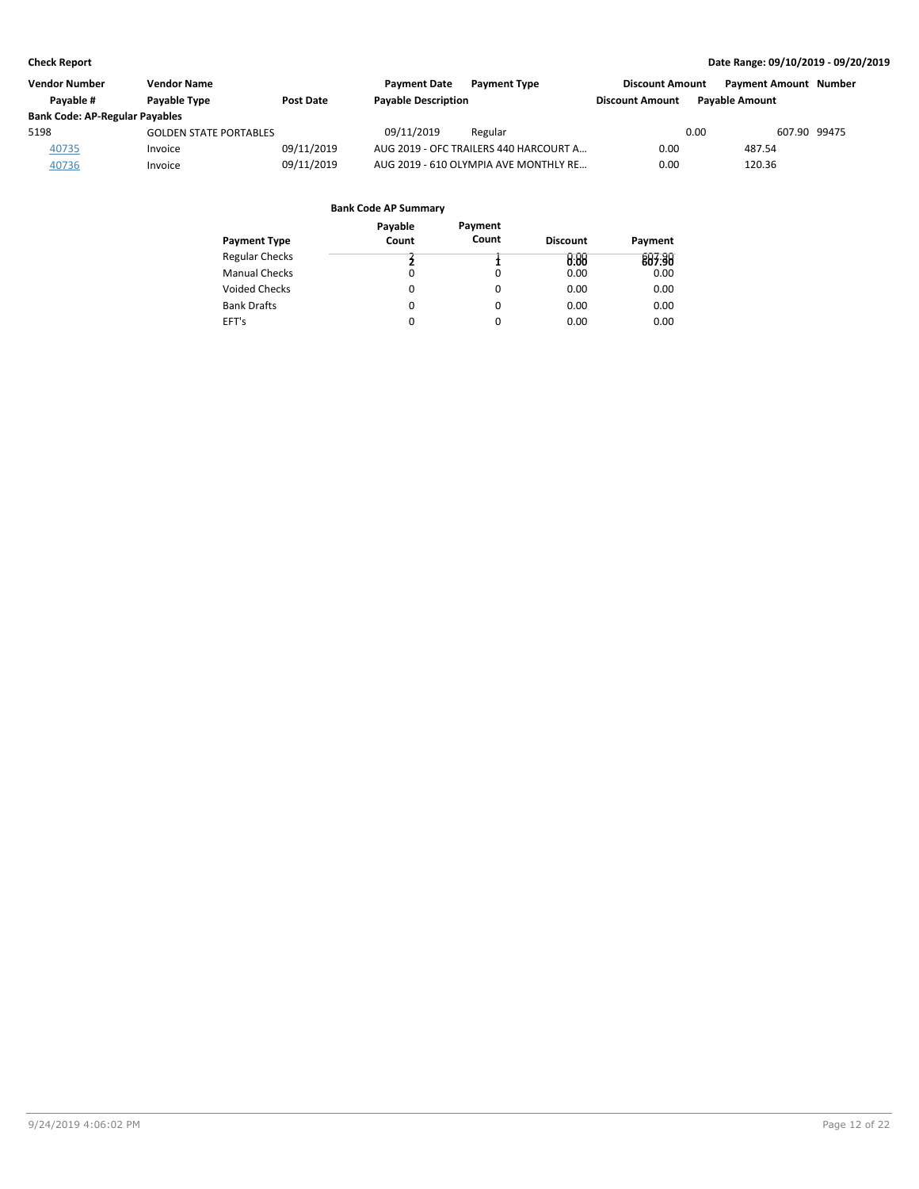**Check Report** — Date Range: 09/10/2019 - 09/20/2019

| Vendor Number | Vendor Name | | Payment Date | Payment Type | Discount Amount | Payment Amount | Number |
|---|---|---|---|---|---|---|---|
| Payable # | Payable Type | Post Date | Payable Description | | Discount Amount | Payable Amount | |
| **Bank Code: AP-Regular Payables** | | | | | | | |
| 5198 | GOLDEN STATE PORTABLES | | 09/11/2019 | Regular | 0.00 | 607.90 | 99475 |
| 40735 | Invoice | 09/11/2019 | AUG 2019 - OFC TRAILERS 440 HARCOURT A... | | 0.00 | 487.54 | |
| 40736 | Invoice | 09/11/2019 | AUG 2019 - 610 OLYMPIA AVE MONTHLY RE... | | 0.00 | 120.36 | |

**Bank Code AP Summary**

| Payment Type | Payable Count | Payment Count | Discount | Payment |
|---|---|---|---|---|
| Regular Checks | 2 | 1 | 0.00 | 607.90 |
| Manual Checks | 0 | 0 | 0.00 | 0.00 |
| Voided Checks | 0 | 0 | 0.00 | 0.00 |
| Bank Drafts | 0 | 0 | 0.00 | 0.00 |
| EFT's | 0 | 0 | 0.00 | 0.00 |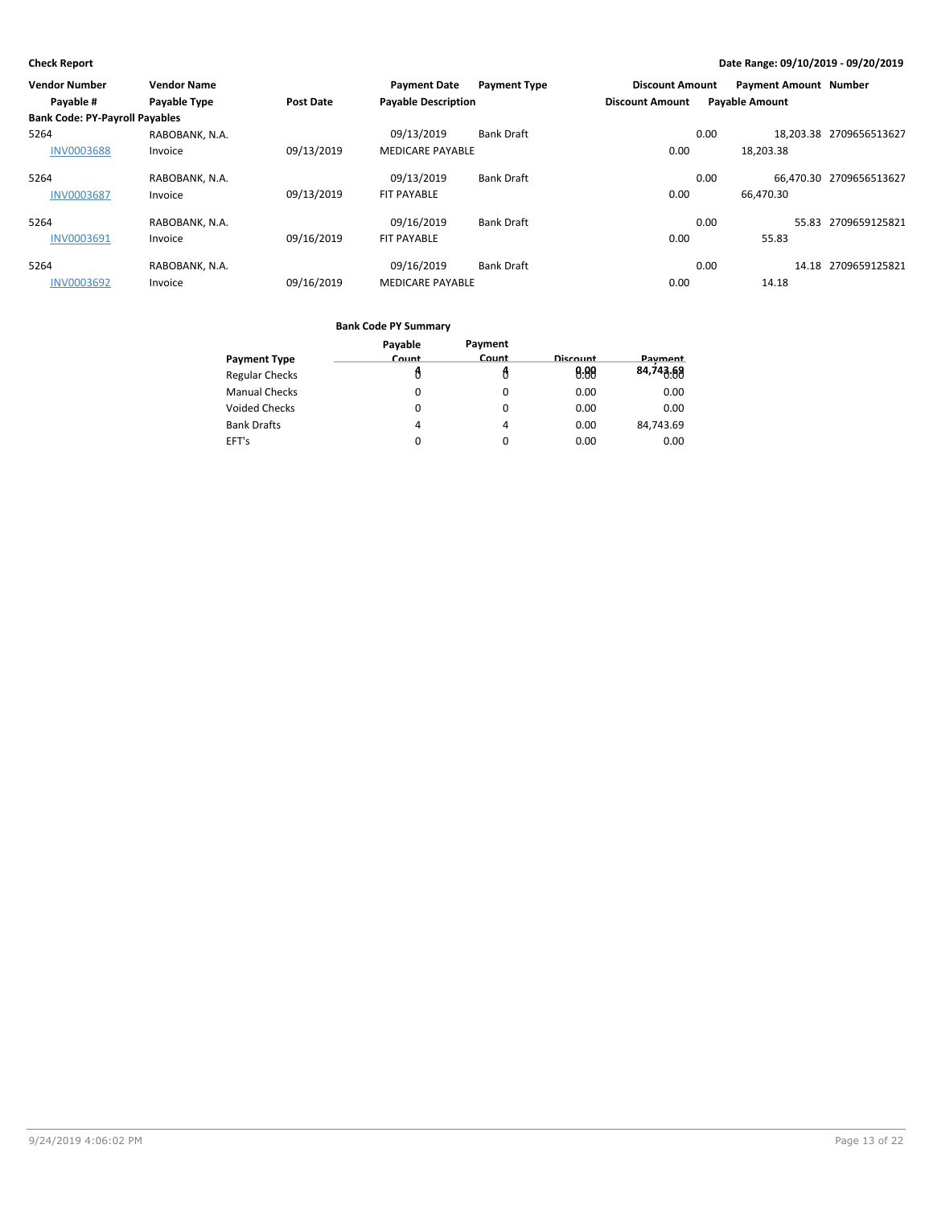**Check Report** **Date Range: 09/10/2019 - 09/20/2019**

| Vendor Number | Vendor Name | | Payment Date | Payment Type | Discount Amount | Payment Amount | Number |
|---|---|---|---|---|---|---|---|
| Payable # | Payable Type | Post Date | Payable Description | | Discount Amount | Payable Amount | |
| **Bank Code: PY-Payroll Payables** | | | | | | | |
| 5264 | RABOBANK, N.A. | | 09/13/2019 | Bank Draft | 0.00 | 18,203.38 | 2709656513627 |
| INV0003688 | Invoice | 09/13/2019 | MEDICARE PAYABLE | | 0.00 | 18,203.38 | |
| 5264 | RABOBANK, N.A. | | 09/13/2019 | Bank Draft | 0.00 | 66,470.30 | 2709656513627 |
| INV0003687 | Invoice | 09/13/2019 | FIT PAYABLE | | 0.00 | 66,470.30 | |
| 5264 | RABOBANK, N.A. | | 09/16/2019 | Bank Draft | 0.00 | 55.83 | 2709659125821 |
| INV0003691 | Invoice | 09/16/2019 | FIT PAYABLE | | 0.00 | 55.83 | |
| 5264 | RABOBANK, N.A. | | 09/16/2019 | Bank Draft | 0.00 | 14.18 | 2709659125821 |
| INV0003692 | Invoice | 09/16/2019 | MEDICARE PAYABLE | | 0.00 | 14.18 | |

**Bank Code PY Summary**

| Payment Type | Payable Count | Payment Count | Discount | Payment |
|---|---|---|---|---|
| Regular Checks | 0 | 0 | 0.00 | 0.00 |
| Manual Checks | 0 | 0 | 0.00 | 0.00 |
| Voided Checks | 0 | 0 | 0.00 | 0.00 |
| Bank Drafts | 4 | 4 | 0.00 | 84,743.69 |
| EFT's | 0 | 0 | 0.00 | 0.00 |
| | **4** | **4** | **0.00** | **84,743.69** |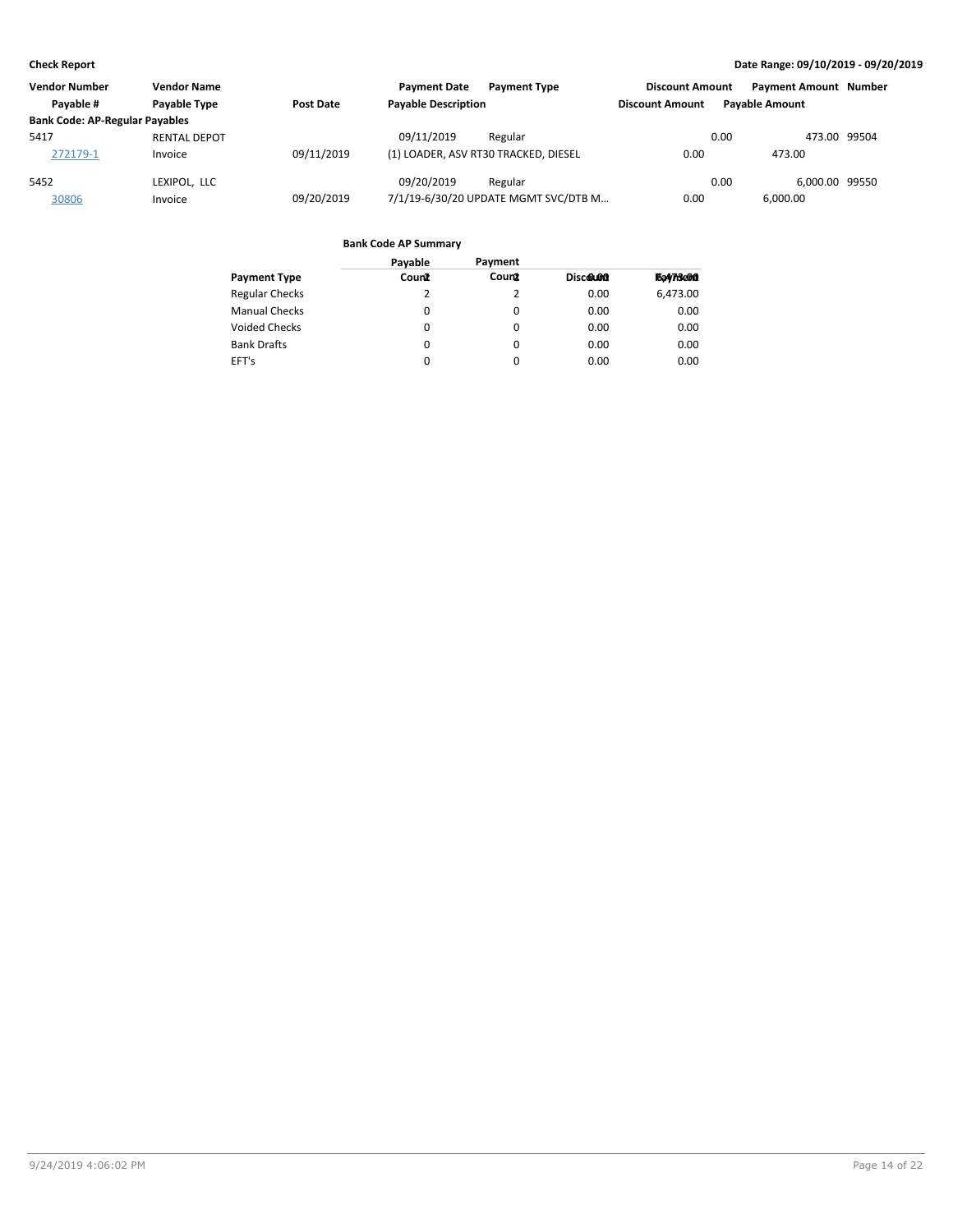**Check Report** | **Date Range: 09/10/2019 - 09/20/2019**

| Vendor Number | Vendor Name | | Payment Date | Payment Type | Discount Amount | Payment Amount | Number |
|---|---|---|---|---|---|---|---|
| Payable # | Payable Type | Post Date | Payable Description | | Discount Amount | Payable Amount | |
| **Bank Code: AP-Regular Payables** | | | | | | | |
| 5417 | RENTAL DEPOT | | 09/11/2019 | Regular | 0.00 | 473.00 | 99504 |
| 272179-1 | Invoice | 09/11/2019 | (1) LOADER, ASV RT30 TRACKED, DIESEL | | 0.00 | 473.00 | |
| 5452 | LEXIPOL, LLC | | 09/20/2019 | Regular | 0.00 | 6,000.00 | 99550 |
| 30806 | Invoice | 09/20/2019 | 7/1/19-6/30/20 UPDATE MGMT SVC/DTB M... | | 0.00 | 6,000.00 | |

**Bank Code AP Summary**

| Payment Type | Payable Count | Payment Count | Discount | Payment |
|---|---|---|---|---|
| Regular Checks | 2 | 2 | 0.00 | 6,473.00 |
| Manual Checks | 0 | 0 | 0.00 | 0.00 |
| Voided Checks | 0 | 0 | 0.00 | 0.00 |
| Bank Drafts | 0 | 0 | 0.00 | 0.00 |
| EFT's | 0 | 0 | 0.00 | 0.00 |
| | 2 | 2 | 0.00 | 6,473.00 |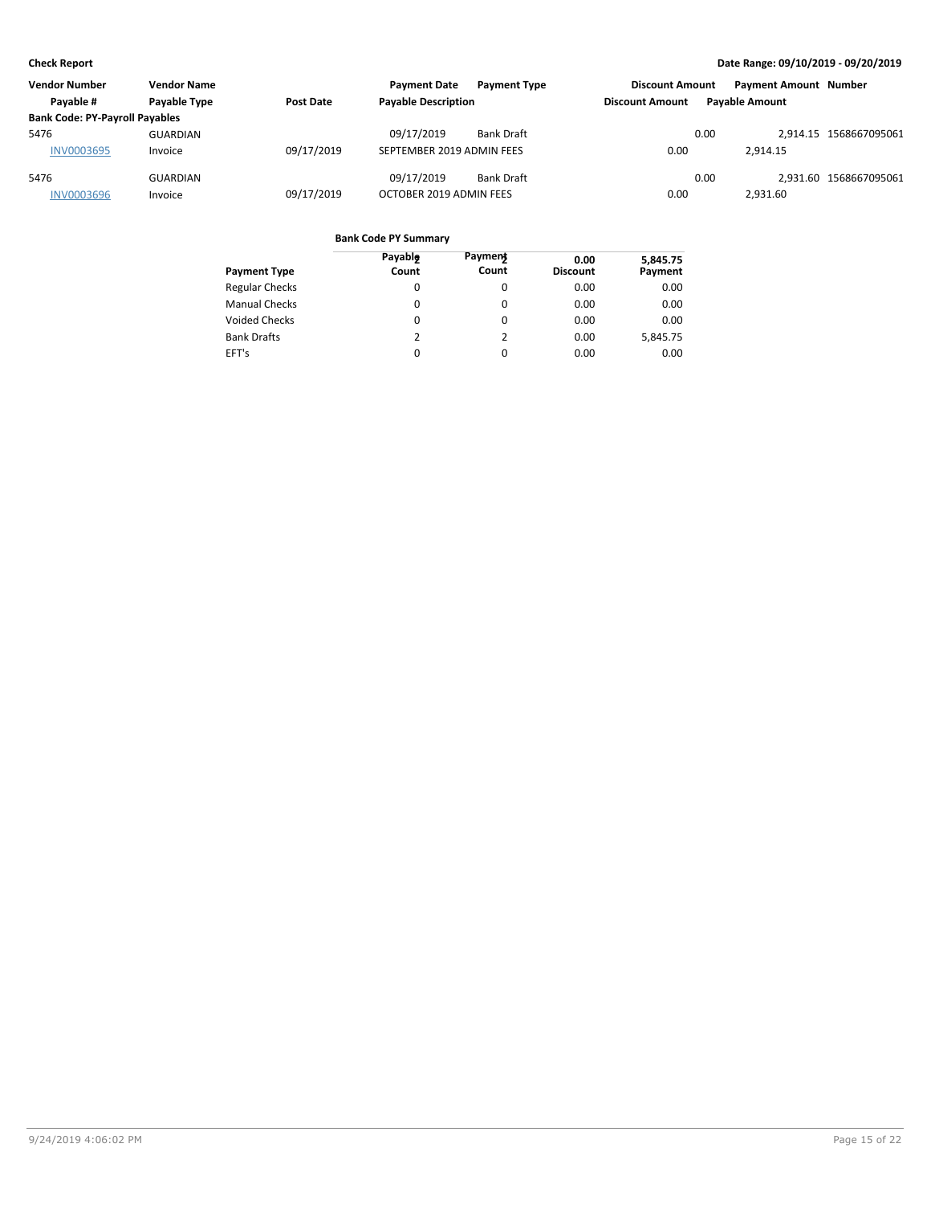**Check Report**

**Date Range: 09/10/2019 - 09/20/2019**

| Vendor Number | Vendor Name | | Payment Date | Payment Type | Discount Amount | Payment Amount | Number |
|---|---|---|---|---|---|---|---|
| Payable # | Payable Type | Post Date | Payable Description | | Discount Amount | Payable Amount | |
| **Bank Code: PY-Payroll Payables** | | | | | | | |
| 5476 | GUARDIAN | | 09/17/2019 | Bank Draft | 0.00 | 2,914.15 | 1568667095061 |
| INV0003695 | Invoice | 09/17/2019 | SEPTEMBER 2019 ADMIN FEES | | 0.00 | 2,914.15 | |
| 5476 | GUARDIAN | | 09/17/2019 | Bank Draft | 0.00 | 2,931.60 | 1568667095061 |
| INV0003696 | Invoice | 09/17/2019 | OCTOBER 2019 ADMIN FEES | | 0.00 | 2,931.60 | |

**Bank Code PY Summary**

| Payment Type | Payable Count | Payment Count | Discount | Payment |
|---|---|---|---|---|
| Regular Checks | 0 | 0 | 0.00 | 0.00 |
| Manual Checks | 0 | 0 | 0.00 | 0.00 |
| Voided Checks | 0 | 0 | 0.00 | 0.00 |
| Bank Drafts | 2 | 2 | 0.00 | 5,845.75 |
| EFT's | 0 | 0 | 0.00 | 0.00 |
| | 2 | 2 | 0.00 | 5,845.75 |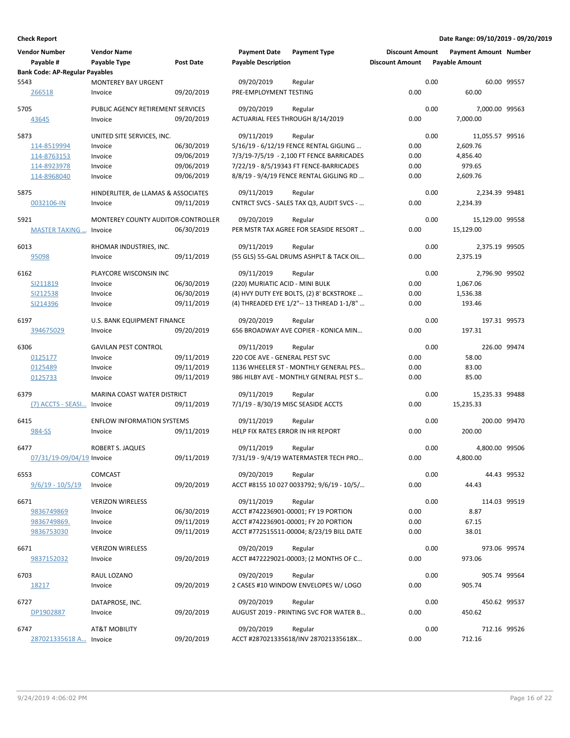**Check Report**

**Date Range: 09/10/2019 - 09/20/2019**

| Vendor Number | Vendor Name | | Payment Date | Payment Type | Discount Amount | Payment Amount | Number |
|---|---|---|---|---|---|---|---|
| Payable # | Payable Type | Post Date | Payable Description | | Discount Amount | Payable Amount | |
| **Bank Code: AP-Regular Payables** | | | | | | | |
| 5543 | MONTEREY BAY URGENT | | 09/20/2019 | Regular | 0.00 | 60.00 | 99557 |
| 266518 | Invoice | 09/20/2019 | PRE-EMPLOYMENT TESTING | | 0.00 | 60.00 | |
| 5705 | PUBLIC AGENCY RETIREMENT SERVICES | | 09/20/2019 | Regular | 0.00 | 7,000.00 | 99563 |
| 43645 | Invoice | 09/20/2019 | ACTUARIAL FEES THROUGH 8/14/2019 | | 0.00 | 7,000.00 | |
| 5873 | UNITED SITE SERVICES, INC. | | 09/11/2019 | Regular | 0.00 | 11,055.57 | 99516 |
| 114-8519994 | Invoice | 06/30/2019 | 5/16/19 - 6/12/19 FENCE RENTAL GIGLING ... | | 0.00 | 2,609.76 | |
| 114-8763153 | Invoice | 09/06/2019 | 7/3/19-7/5/19 - 2,100 FT FENCE BARRICADES | | 0.00 | 4,856.40 | |
| 114-8923978 | Invoice | 09/06/2019 | 7/22/19 - 8/5/19343 FT FENCE-BARRICADES | | 0.00 | 979.65 | |
| 114-8968040 | Invoice | 09/06/2019 | 8/8/19 - 9/4/19 FENCE RENTAL GIGLING RD ... | | 0.00 | 2,609.76 | |
| 5875 | HINDERLITER, de LLAMAS & ASSOCIATES | | 09/11/2019 | Regular | 0.00 | 2,234.39 | 99481 |
| 0032106-IN | Invoice | 09/11/2019 | CNTRCT SVCS - SALES TAX Q3, AUDIT SVCS - ... | | 0.00 | 2,234.39 | |
| 5921 | MONTEREY COUNTY AUDITOR-CONTROLLER | | 09/20/2019 | Regular | 0.00 | 15,129.00 | 99558 |
| MASTER TAXING ... | Invoice | 06/30/2019 | PER MSTR TAX AGREE FOR SEASIDE RESORT ... | | 0.00 | 15,129.00 | |
| 6013 | RHOMAR INDUSTRIES, INC. | | 09/11/2019 | Regular | 0.00 | 2,375.19 | 99505 |
| 95098 | Invoice | 09/11/2019 | (55 GLS) 55-GAL DRUMS ASHPLT & TACK OIL... | | 0.00 | 2,375.19 | |
| 6162 | PLAYCORE WISCONSIN INC | | 09/11/2019 | Regular | 0.00 | 2,796.90 | 99502 |
| SI211819 | Invoice | 06/30/2019 | (220) MURIATIC ACID - MINI BULK | | 0.00 | 1,067.06 | |
| SI212538 | Invoice | 06/30/2019 | (4) HVY DUTY EYE BOLTS, (2) 8' BCKSTROKE ... | | 0.00 | 1,536.38 | |
| SI214396 | Invoice | 09/11/2019 | (4) THREADED EYE 1/2"-- 13 THREAD 1-1/8" ... | | 0.00 | 193.46 | |
| 6197 | U.S. BANK EQUIPMENT FINANCE | | 09/20/2019 | Regular | 0.00 | 197.31 | 99573 |
| 394675029 | Invoice | 09/20/2019 | 656 BROADWAY AVE COPIER - KONICA MIN... | | 0.00 | 197.31 | |
| 6306 | GAVILAN PEST CONTROL | | 09/11/2019 | Regular | 0.00 | 226.00 | 99474 |
| 0125177 | Invoice | 09/11/2019 | 220 COE AVE - GENERAL PEST SVC | | 0.00 | 58.00 | |
| 0125489 | Invoice | 09/11/2019 | 1136 WHEELER ST - MONTHLY GENERAL PES... | | 0.00 | 83.00 | |
| 0125733 | Invoice | 09/11/2019 | 986 HILBY AVE - MONTHLY GENERAL PEST S... | | 0.00 | 85.00 | |
| 6379 | MARINA COAST WATER DISTRICT | | 09/11/2019 | Regular | 0.00 | 15,235.33 | 99488 |
| (7) ACCTS - SEASI... | Invoice | 09/11/2019 | 7/1/19 - 8/30/19 MISC SEASIDE ACCTS | | 0.00 | 15,235.33 | |
| 6415 | ENFLOW INFORMATION SYSTEMS | | 09/11/2019 | Regular | 0.00 | 200.00 | 99470 |
| 984-SS | Invoice | 09/11/2019 | HELP FIX RATES ERROR IN HR REPORT | | 0.00 | 200.00 | |
| 6477 | ROBERT S. JAQUES | | 09/11/2019 | Regular | 0.00 | 4,800.00 | 99506 |
| 07/31/19-09/04/19 | Invoice | 09/11/2019 | 7/31/19 - 9/4/19 WATERMASTER TECH PRO... | | 0.00 | 4,800.00 | |
| 6553 | COMCAST | | 09/20/2019 | Regular | 0.00 | 44.43 | 99532 |
| 9/6/19 - 10/5/19 | Invoice | 09/20/2019 | ACCT #8155 10 027 0033792; 9/6/19 - 10/5/... | | 0.00 | 44.43 | |
| 6671 | VERIZON WIRELESS | | 09/11/2019 | Regular | 0.00 | 114.03 | 99519 |
| 9836749869 | Invoice | 06/30/2019 | ACCT #742236901-00001; FY 19 PORTION | | 0.00 | 8.87 | |
| 9836749869. | Invoice | 09/11/2019 | ACCT #742236901-00001; FY 20 PORTION | | 0.00 | 67.15 | |
| 9836753030 | Invoice | 09/11/2019 | ACCT #772515511-00004; 8/23/19 BILL DATE | | 0.00 | 38.01 | |
| 6671 | VERIZON WIRELESS | | 09/20/2019 | Regular | 0.00 | 973.06 | 99574 |
| 9837152032 | Invoice | 09/20/2019 | ACCT #472229021-00003; (2 MONTHS OF C... | | 0.00 | 973.06 | |
| 6703 | RAUL LOZANO | | 09/20/2019 | Regular | 0.00 | 905.74 | 99564 |
| 18217 | Invoice | 09/20/2019 | 2 CASES #10 WINDOW ENVELOPES W/ LOGO | | 0.00 | 905.74 | |
| 6727 | DATAPROSE, INC. | | 09/20/2019 | Regular | 0.00 | 450.62 | 99537 |
| DP1902887 | Invoice | 09/20/2019 | AUGUST 2019 - PRINTING SVC FOR WATER B... | | 0.00 | 450.62 | |
| 6747 | AT&T MOBILITY | | 09/20/2019 | Regular | 0.00 | 712.16 | 99526 |
| 287021335618 A... | Invoice | 09/20/2019 | ACCT #287021335618/INV 287021335618X... | | 0.00 | 712.16 | |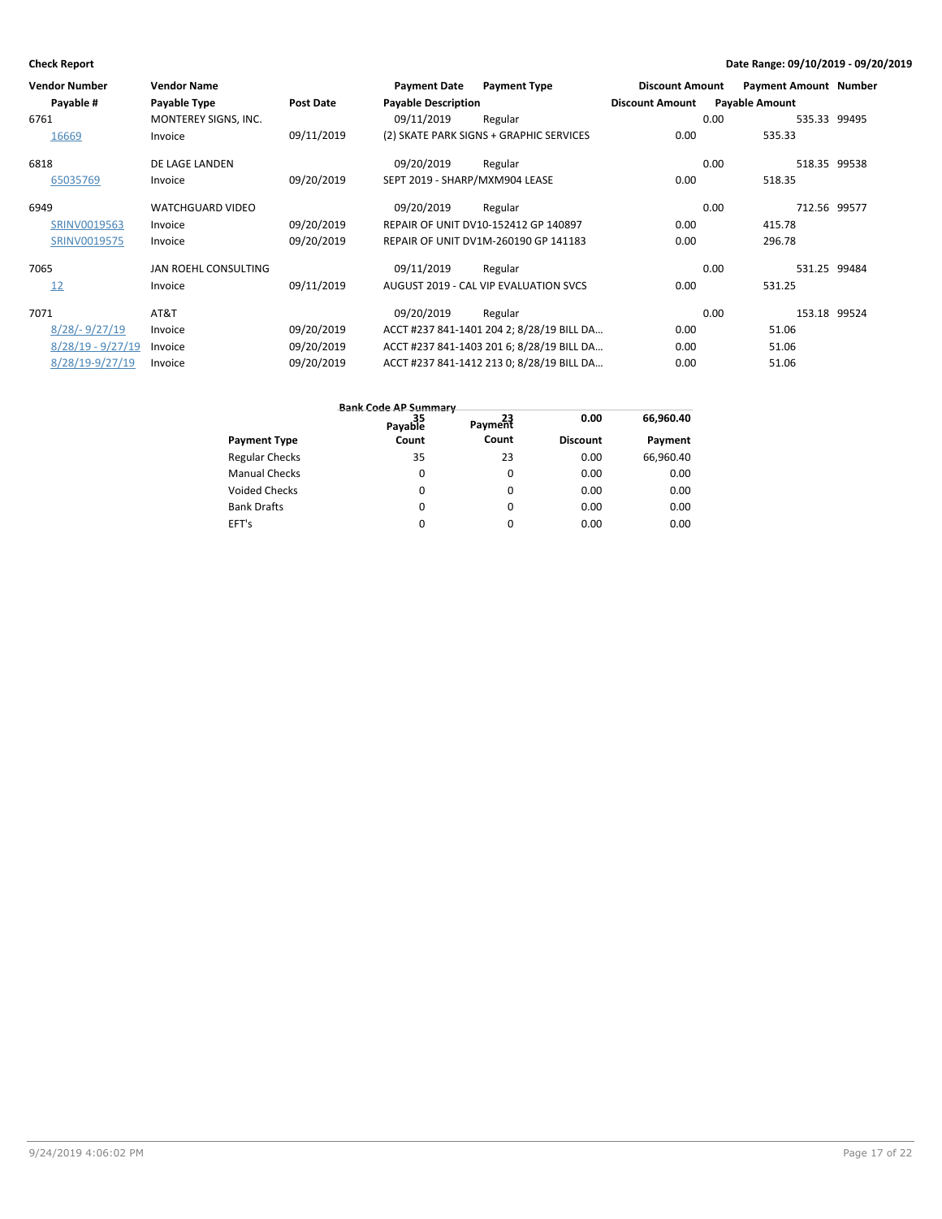**Check Report** — Date Range: 09/10/2019 - 09/20/2019

| Vendor Number | Vendor Name | | Payment Date | Payment Type | Discount Amount | Payment Amount | Number |
|---|---|---|---|---|---|---|---|
| Payable # | Payable Type | Post Date | Payable Description | | Discount Amount | Payable Amount | |
| 6761 | MONTEREY SIGNS, INC. | | 09/11/2019 | Regular | 0.00 | 535.33 | 99495 |
| 16669 | Invoice | 09/11/2019 | (2) SKATE PARK SIGNS + GRAPHIC SERVICES | | 0.00 | 535.33 | |
| 6818 | DE LAGE LANDEN | | 09/20/2019 | Regular | 0.00 | 518.35 | 99538 |
| 65035769 | Invoice | 09/20/2019 | SEPT 2019 - SHARP/MXM904 LEASE | | 0.00 | 518.35 | |
| 6949 | WATCHGUARD VIDEO | | 09/20/2019 | Regular | 0.00 | 712.56 | 99577 |
| SRINV0019563 | Invoice | 09/20/2019 | REPAIR OF UNIT DV10-152412 GP 140897 | | 0.00 | 415.78 | |
| SRINV0019575 | Invoice | 09/20/2019 | REPAIR OF UNIT DV1M-260190 GP 141183 | | 0.00 | 296.78 | |
| 7065 | JAN ROEHL CONSULTING | | 09/11/2019 | Regular | 0.00 | 531.25 | 99484 |
| 12 | Invoice | 09/11/2019 | AUGUST 2019 - CAL VIP EVALUATION SVCS | | 0.00 | 531.25 | |
| 7071 | AT&T | | 09/20/2019 | Regular | 0.00 | 153.18 | 99524 |
| 8/28/- 9/27/19 | Invoice | 09/20/2019 | ACCT #237 841-1401 204 2; 8/28/19 BILL DA... | | 0.00 | 51.06 | |
| 8/28/19 - 9/27/19 | Invoice | 09/20/2019 | ACCT #237 841-1403 201 6; 8/28/19 BILL DA... | | 0.00 | 51.06 | |
| 8/28/19-9/27/19 | Invoice | 09/20/2019 | ACCT #237 841-1412 213 0; 8/28/19 BILL DA... | | 0.00 | 51.06 | |

**Bank Code AP Summary**

| Payment Type | Payable Count | Payment Count | Discount | Payment |
|---|---|---|---|---|
| Regular Checks | 35 | 23 | 0.00 | 66,960.40 |
| Manual Checks | 0 | 0 | 0.00 | 0.00 |
| Voided Checks | 0 | 0 | 0.00 | 0.00 |
| Bank Drafts | 0 | 0 | 0.00 | 0.00 |
| EFT's | 0 | 0 | 0.00 | 0.00 |
| | 35 | 23 | 0.00 | 66,960.40 |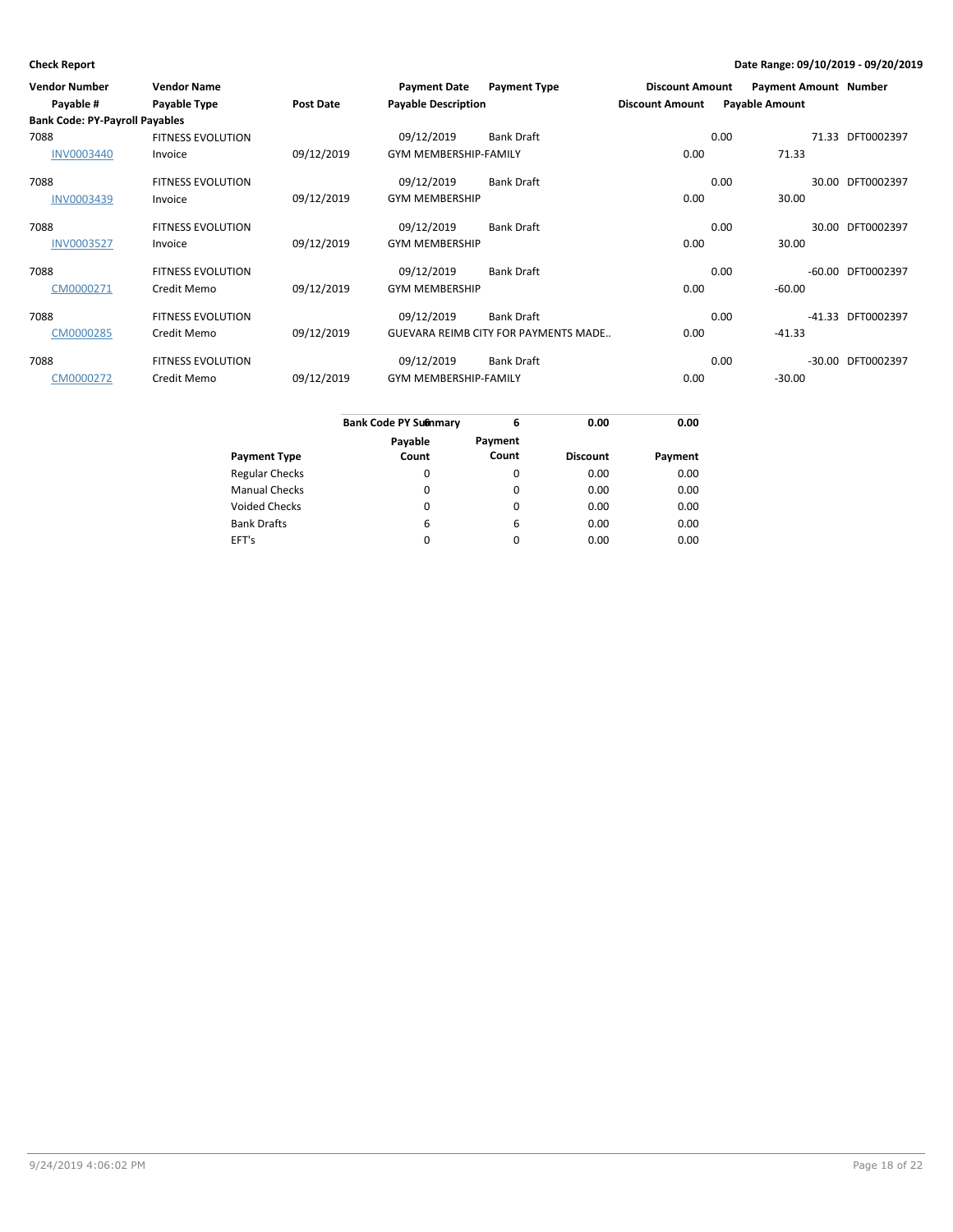**Check Report**

**Date Range: 09/10/2019 - 09/20/2019**

| Vendor Number | Vendor Name | | Payment Date | Payment Type | Discount Amount | Payment Amount | Number |
|---|---|---|---|---|---|---|---|
| Payable # | Payable Type | Post Date | Payable Description | | Discount Amount | Payable Amount | |
| **Bank Code: PY-Payroll Payables** | | | | | | | |
| 7088 | FITNESS EVOLUTION | | 09/12/2019 | Bank Draft | 0.00 | 71.33 | DFT0002397 |
| INV0003440 | Invoice | 09/12/2019 | GYM MEMBERSHIP-FAMILY | | 0.00 | 71.33 | |
| 7088 | FITNESS EVOLUTION | | 09/12/2019 | Bank Draft | 0.00 | 30.00 | DFT0002397 |
| INV0003439 | Invoice | 09/12/2019 | GYM MEMBERSHIP | | 0.00 | 30.00 | |
| 7088 | FITNESS EVOLUTION | | 09/12/2019 | Bank Draft | 0.00 | 30.00 | DFT0002397 |
| INV0003527 | Invoice | 09/12/2019 | GYM MEMBERSHIP | | 0.00 | 30.00 | |
| 7088 | FITNESS EVOLUTION | | 09/12/2019 | Bank Draft | 0.00 | -60.00 | DFT0002397 |
| CM0000271 | Credit Memo | 09/12/2019 | GYM MEMBERSHIP | | 0.00 | -60.00 | |
| 7088 | FITNESS EVOLUTION | | 09/12/2019 | Bank Draft | 0.00 | -41.33 | DFT0002397 |
| CM0000285 | Credit Memo | 09/12/2019 | GUEVARA REIMB CITY FOR PAYMENTS MADE.. | | 0.00 | -41.33 | |
| 7088 | FITNESS EVOLUTION | | 09/12/2019 | Bank Draft | 0.00 | -30.00 | DFT0002397 |
| CM0000272 | Credit Memo | 09/12/2019 | GYM MEMBERSHIP-FAMILY | | 0.00 | -30.00 | |

| Bank Code PY Summary | 6 | 6 | 0.00 | 0.00 |
|---|---|---|---|---|
| **Payment Type** | **Payable Count** | **Payment Count** | **Discount** | **Payment** |
| Regular Checks | 0 | 0 | 0.00 | 0.00 |
| Manual Checks | 0 | 0 | 0.00 | 0.00 |
| Voided Checks | 0 | 0 | 0.00 | 0.00 |
| Bank Drafts | 6 | 6 | 0.00 | 0.00 |
| EFT's | 0 | 0 | 0.00 | 0.00 |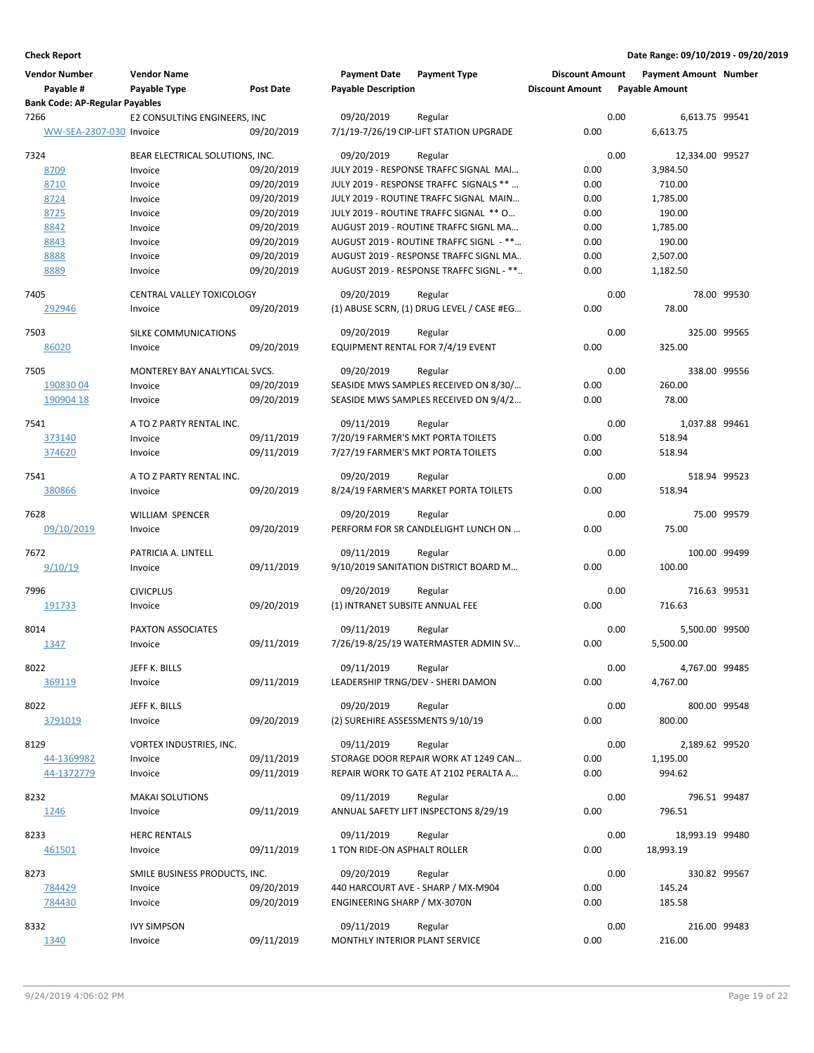**Check Report**

**Date Range: 09/10/2019 - 09/20/2019**

| Vendor Number / Payable # | Vendor Name / Payable Type | Post Date | Payment Date / Payable Description | Payment Type | Discount Amount | Payment Amount / Payable Amount | Number |
|---|---|---|---|---|---|---|---|
| **Bank Code: AP-Regular Payables** | | | | | | | |
| 7266 | E2 CONSULTING ENGINEERS, INC | | 09/20/2019 | Regular | 0.00 | 6,613.75 | 99541 |
| WW-SEA-2307-030 | Invoice | 09/20/2019 | 7/1/19-7/26/19 CIP-LIFT STATION UPGRADE | | 0.00 | 6,613.75 | |
| 7324 | BEAR ELECTRICAL SOLUTIONS, INC. | | 09/20/2019 | Regular | 0.00 | 12,334.00 | 99527 |
| 8709 | Invoice | 09/20/2019 | JULY 2019 - RESPONSE TRAFFC SIGNAL MAI… | | 0.00 | 3,984.50 | |
| 8710 | Invoice | 09/20/2019 | JULY 2019 - RESPONSE TRAFFC SIGNALS ** … | | 0.00 | 710.00 | |
| 8724 | Invoice | 09/20/2019 | JULY 2019 - ROUTINE TRAFFC SIGNAL MAIN… | | 0.00 | 1,785.00 | |
| 8725 | Invoice | 09/20/2019 | JULY 2019 - ROUTINE TRAFFC SIGNAL ** O… | | 0.00 | 190.00 | |
| 8842 | Invoice | 09/20/2019 | AUGUST 2019 - ROUTINE TRAFFC SIGNL MA… | | 0.00 | 1,785.00 | |
| 8843 | Invoice | 09/20/2019 | AUGUST 2019 - ROUTINE TRAFFC SIGNL - **… | | 0.00 | 190.00 | |
| 8888 | Invoice | 09/20/2019 | AUGUST 2019 - RESPONSE TRAFFC SIGNL MA.. | | 0.00 | 2,507.00 | |
| 8889 | Invoice | 09/20/2019 | AUGUST 2019 - RESPONSE TRAFFC SIGNL - **.. | | 0.00 | 1,182.50 | |
| 7405 | CENTRAL VALLEY TOXICOLOGY | | 09/20/2019 | Regular | 0.00 | 78.00 | 99530 |
| 292946 | Invoice | 09/20/2019 | (1) ABUSE SCRN, (1) DRUG LEVEL / CASE #EG… | | 0.00 | 78.00 | |
| 7503 | SILKE COMMUNICATIONS | | 09/20/2019 | Regular | 0.00 | 325.00 | 99565 |
| 86020 | Invoice | 09/20/2019 | EQUIPMENT RENTAL FOR 7/4/19 EVENT | | 0.00 | 325.00 | |
| 7505 | MONTEREY BAY ANALYTICAL SVCS. | | 09/20/2019 | Regular | 0.00 | 338.00 | 99556 |
| 190830 04 | Invoice | 09/20/2019 | SEASIDE MWS SAMPLES RECEIVED ON 8/30/… | | 0.00 | 260.00 | |
| 190904 18 | Invoice | 09/20/2019 | SEASIDE MWS SAMPLES RECEIVED ON 9/4/2… | | 0.00 | 78.00 | |
| 7541 | A TO Z PARTY RENTAL INC. | | 09/11/2019 | Regular | 0.00 | 1,037.88 | 99461 |
| 373140 | Invoice | 09/11/2019 | 7/20/19 FARMER'S MKT PORTA TOILETS | | 0.00 | 518.94 | |
| 374620 | Invoice | 09/11/2019 | 7/27/19 FARMER'S MKT PORTA TOILETS | | 0.00 | 518.94 | |
| 7541 | A TO Z PARTY RENTAL INC. | | 09/20/2019 | Regular | 0.00 | 518.94 | 99523 |
| 380866 | Invoice | 09/20/2019 | 8/24/19 FARMER'S MARKET PORTA TOILETS | | 0.00 | 518.94 | |
| 7628 | WILLIAM SPENCER | | 09/20/2019 | Regular | 0.00 | 75.00 | 99579 |
| 09/10/2019 | Invoice | 09/20/2019 | PERFORM FOR SR CANDLELIGHT LUNCH ON … | | 0.00 | 75.00 | |
| 7672 | PATRICIA A. LINTELL | | 09/11/2019 | Regular | 0.00 | 100.00 | 99499 |
| 9/10/19 | Invoice | 09/11/2019 | 9/10/2019 SANITATION DISTRICT BOARD M… | | 0.00 | 100.00 | |
| 7996 | CIVICPLUS | | 09/20/2019 | Regular | 0.00 | 716.63 | 99531 |
| 191733 | Invoice | 09/20/2019 | (1) INTRANET SUBSITE ANNUAL FEE | | 0.00 | 716.63 | |
| 8014 | PAXTON ASSOCIATES | | 09/11/2019 | Regular | 0.00 | 5,500.00 | 99500 |
| 1347 | Invoice | 09/11/2019 | 7/26/19-8/25/19 WATERMASTER ADMIN SV… | | 0.00 | 5,500.00 | |
| 8022 | JEFF K. BILLS | | 09/11/2019 | Regular | 0.00 | 4,767.00 | 99485 |
| 369119 | Invoice | 09/11/2019 | LEADERSHIP TRNG/DEV - SHERI DAMON | | 0.00 | 4,767.00 | |
| 8022 | JEFF K. BILLS | | 09/20/2019 | Regular | 0.00 | 800.00 | 99548 |
| 3791019 | Invoice | 09/20/2019 | (2) SUREHIRE ASSESSMENTS 9/10/19 | | 0.00 | 800.00 | |
| 8129 | VORTEX INDUSTRIES, INC. | | 09/11/2019 | Regular | 0.00 | 2,189.62 | 99520 |
| 44-1369982 | Invoice | 09/11/2019 | STORAGE DOOR REPAIR WORK AT 1249 CAN… | | 0.00 | 1,195.00 | |
| 44-1372779 | Invoice | 09/11/2019 | REPAIR WORK TO GATE AT 2102 PERALTA A… | | 0.00 | 994.62 | |
| 8232 | MAKAI SOLUTIONS | | 09/11/2019 | Regular | 0.00 | 796.51 | 99487 |
| 1246 | Invoice | 09/11/2019 | ANNUAL SAFETY LIFT INSPECTONS 8/29/19 | | 0.00 | 796.51 | |
| 8233 | HERC RENTALS | | 09/11/2019 | Regular | 0.00 | 18,993.19 | 99480 |
| 461501 | Invoice | 09/11/2019 | 1 TON RIDE-ON ASPHALT ROLLER | | 0.00 | 18,993.19 | |
| 8273 | SMILE BUSINESS PRODUCTS, INC. | | 09/20/2019 | Regular | 0.00 | 330.82 | 99567 |
| 784429 | Invoice | 09/20/2019 | 440 HARCOURT AVE - SHARP / MX-M904 | | 0.00 | 145.24 | |
| 784430 | Invoice | 09/20/2019 | ENGINEERING SHARP / MX-3070N | | 0.00 | 185.58 | |
| 8332 | IVY SIMPSON | | 09/11/2019 | Regular | 0.00 | 216.00 | 99483 |
| 1340 | Invoice | 09/11/2019 | MONTHLY INTERIOR PLANT SERVICE | | 0.00 | 216.00 | |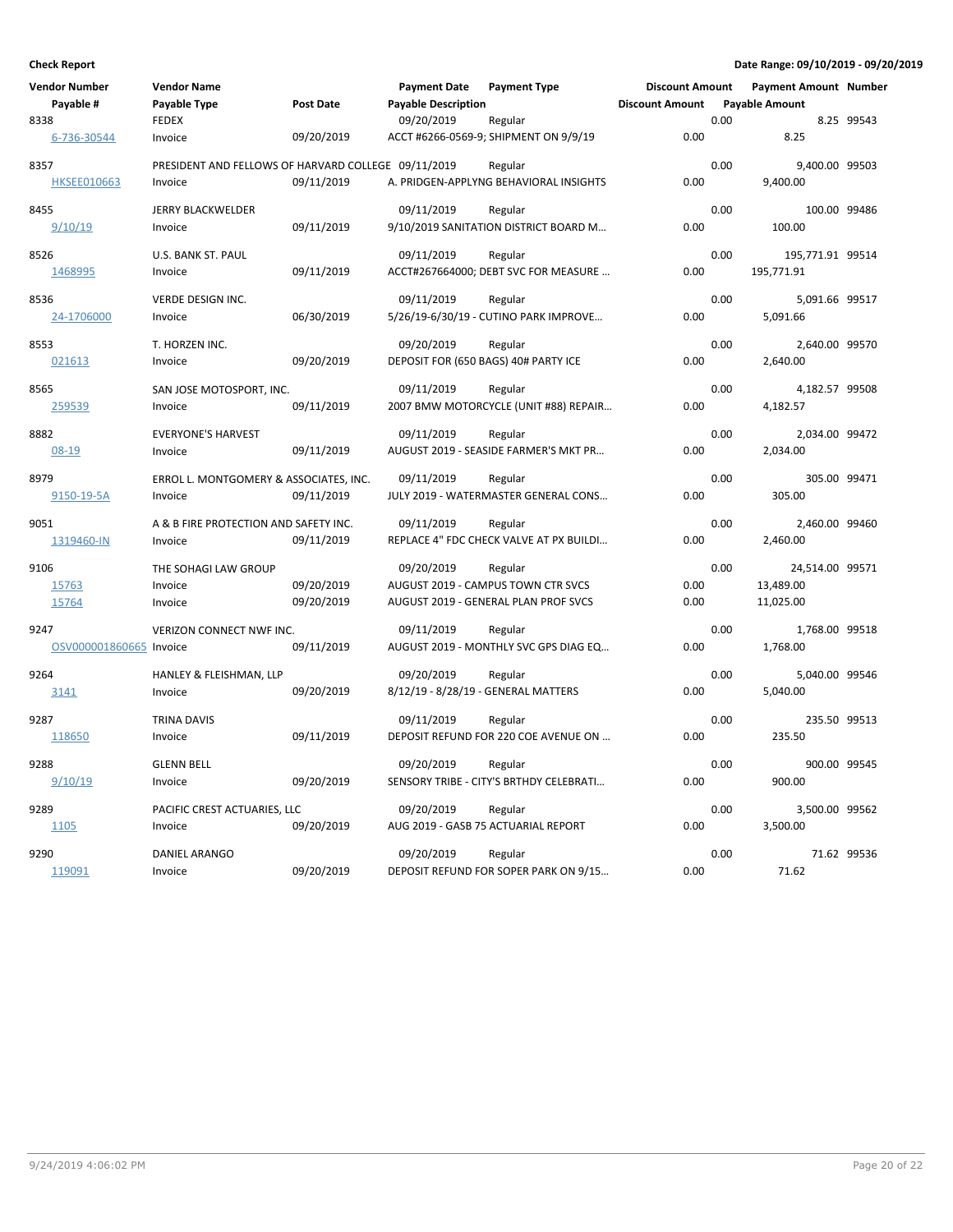**Check Report**

**Date Range: 09/10/2019 - 09/20/2019**

| Vendor Number | Vendor Name | | Payment Date | Payment Type | Discount Amount | Payment Amount | Number |
|---|---|---|---|---|---|---|---|
| Payable # | Payable Type | Post Date | Payable Description | | Discount Amount | Payable Amount | |
| 8338 | FEDEX | | 09/20/2019 | Regular | 0.00 | 8.25 | 99543 |
| 6-736-30544 | Invoice | 09/20/2019 | ACCT #6266-0569-9; SHIPMENT ON 9/9/19 | | 0.00 | 8.25 | |
| 8357 | PRESIDENT AND FELLOWS OF HARVARD COLLEGE | | 09/11/2019 | Regular | 0.00 | 9,400.00 | 99503 |
| HKSEE010663 | Invoice | 09/11/2019 | A. PRIDGEN-APPLYNG BEHAVIORAL INSIGHTS | | 0.00 | 9,400.00 | |
| 8455 | JERRY BLACKWELDER | | 09/11/2019 | Regular | 0.00 | 100.00 | 99486 |
| 9/10/19 | Invoice | 09/11/2019 | 9/10/2019 SANITATION DISTRICT BOARD M… | | 0.00 | 100.00 | |
| 8526 | U.S. BANK ST. PAUL | | 09/11/2019 | Regular | 0.00 | 195,771.91 | 99514 |
| 1468995 | Invoice | 09/11/2019 | ACCT#267664000; DEBT SVC FOR MEASURE … | | 0.00 | 195,771.91 | |
| 8536 | VERDE DESIGN INC. | | 09/11/2019 | Regular | 0.00 | 5,091.66 | 99517 |
| 24-1706000 | Invoice | 06/30/2019 | 5/26/19-6/30/19 - CUTINO PARK IMPROVE… | | 0.00 | 5,091.66 | |
| 8553 | T. HORZEN INC. | | 09/20/2019 | Regular | 0.00 | 2,640.00 | 99570 |
| 021613 | Invoice | 09/20/2019 | DEPOSIT FOR (650 BAGS) 40# PARTY ICE | | 0.00 | 2,640.00 | |
| 8565 | SAN JOSE MOTOSPORT, INC. | | 09/11/2019 | Regular | 0.00 | 4,182.57 | 99508 |
| 259539 | Invoice | 09/11/2019 | 2007 BMW MOTORCYCLE (UNIT #88) REPAIR… | | 0.00 | 4,182.57 | |
| 8882 | EVERYONE'S HARVEST | | 09/11/2019 | Regular | 0.00 | 2,034.00 | 99472 |
| 08-19 | Invoice | 09/11/2019 | AUGUST 2019 - SEASIDE FARMER'S MKT PR… | | 0.00 | 2,034.00 | |
| 8979 | ERROL L. MONTGOMERY & ASSOCIATES, INC. | | 09/11/2019 | Regular | 0.00 | 305.00 | 99471 |
| 9150-19-5A | Invoice | 09/11/2019 | JULY 2019 - WATERMASTER GENERAL CONS… | | 0.00 | 305.00 | |
| 9051 | A & B FIRE PROTECTION AND SAFETY INC. | | 09/11/2019 | Regular | 0.00 | 2,460.00 | 99460 |
| 1319460-IN | Invoice | 09/11/2019 | REPLACE 4" FDC CHECK VALVE AT PX BUILDI… | | 0.00 | 2,460.00 | |
| 9106 | THE SOHAGI LAW GROUP | | 09/20/2019 | Regular | 0.00 | 24,514.00 | 99571 |
| 15763 | Invoice | 09/20/2019 | AUGUST 2019 - CAMPUS TOWN CTR SVCS | | 0.00 | 13,489.00 | |
| 15764 | Invoice | 09/20/2019 | AUGUST 2019 - GENERAL PLAN PROF SVCS | | 0.00 | 11,025.00 | |
| 9247 | VERIZON CONNECT NWF INC. | | 09/11/2019 | Regular | 0.00 | 1,768.00 | 99518 |
| OSV000001860665 | Invoice | 09/11/2019 | AUGUST 2019 - MONTHLY SVC GPS DIAG EQ… | | 0.00 | 1,768.00 | |
| 9264 | HANLEY & FLEISHMAN, LLP | | 09/20/2019 | Regular | 0.00 | 5,040.00 | 99546 |
| 3141 | Invoice | 09/20/2019 | 8/12/19 - 8/28/19 - GENERAL MATTERS | | 0.00 | 5,040.00 | |
| 9287 | TRINA DAVIS | | 09/11/2019 | Regular | 0.00 | 235.50 | 99513 |
| 118650 | Invoice | 09/11/2019 | DEPOSIT REFUND FOR 220 COE AVENUE ON … | | 0.00 | 235.50 | |
| 9288 | GLENN BELL | | 09/20/2019 | Regular | 0.00 | 900.00 | 99545 |
| 9/10/19 | Invoice | 09/20/2019 | SENSORY TRIBE - CITY'S BRTHDY CELEBRATI… | | 0.00 | 900.00 | |
| 9289 | PACIFIC CREST ACTUARIES, LLC | | 09/20/2019 | Regular | 0.00 | 3,500.00 | 99562 |
| 1105 | Invoice | 09/20/2019 | AUG 2019 - GASB 75 ACTUARIAL REPORT | | 0.00 | 3,500.00 | |
| 9290 | DANIEL ARANGO | | 09/20/2019 | Regular | 0.00 | 71.62 | 99536 |
| 119091 | Invoice | 09/20/2019 | DEPOSIT REFUND FOR SOPER PARK ON 9/15… | | 0.00 | 71.62 | |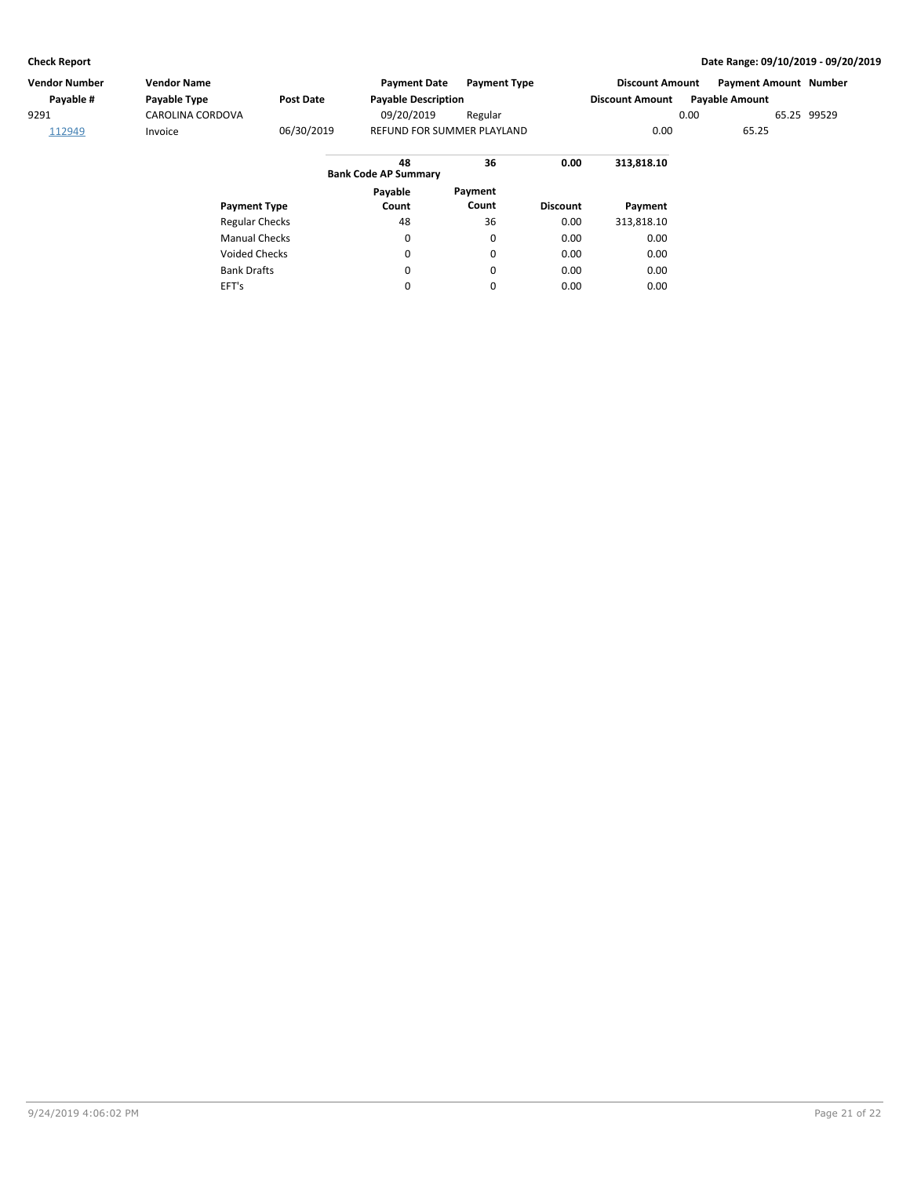| Vendor Number | Vendor Name | | Payment Date | Payment Type | Discount Amount | Payment Amount | Number |
|---|---|---|---|---|---|---|---|
| Payable # | Payable Type | Post Date | Payable Description | | Discount Amount | Payable Amount | |
| 9291 | CAROLINA CORDOVA | | 09/20/2019 | Regular | 0.00 | 65.25 | 99529 |
| 112949 | Invoice | 06/30/2019 | REFUND FOR SUMMER PLAYLAND | | 0.00 | 65.25 | |

| | 48 | 36 | 0.00 | 313,818.10 |
|---|---|---|---|---|

**Bank Code AP Summary**

| Payment Type | Payable Count | Payment Count | Discount | Payment |
|---|---|---|---|---|
| Regular Checks | 48 | 36 | 0.00 | 313,818.10 |
| Manual Checks | 0 | 0 | 0.00 | 0.00 |
| Voided Checks | 0 | 0 | 0.00 | 0.00 |
| Bank Drafts | 0 | 0 | 0.00 | 0.00 |
| EFT's | 0 | 0 | 0.00 | 0.00 |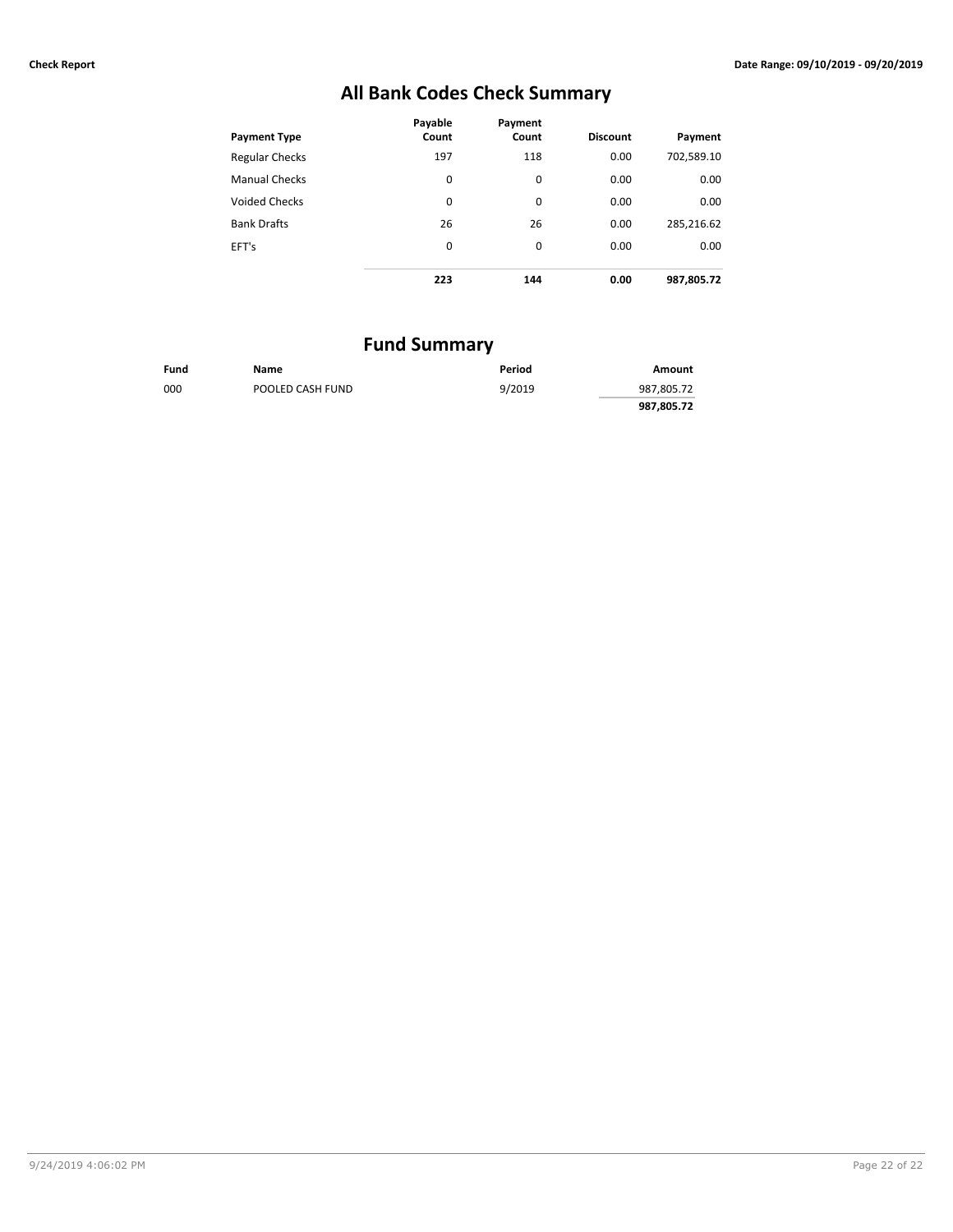## All Bank Codes Check Summary

| Payment Type | Payable Count | Payment Count | Discount | Payment |
|---|---|---|---|---|
| Regular Checks | 197 | 118 | 0.00 | 702,589.10 |
| Manual Checks | 0 | 0 | 0.00 | 0.00 |
| Voided Checks | 0 | 0 | 0.00 | 0.00 |
| Bank Drafts | 26 | 26 | 0.00 | 285,216.62 |
| EFT's | 0 | 0 | 0.00 | 0.00 |
| | **223** | **144** | **0.00** | **987,805.72** |

## Fund Summary

| Fund | Name | Period | Amount |
|---|---|---|---|
| 000 | POOLED CASH FUND | 9/2019 | 987,805.72 |
| | | | **987,805.72** |